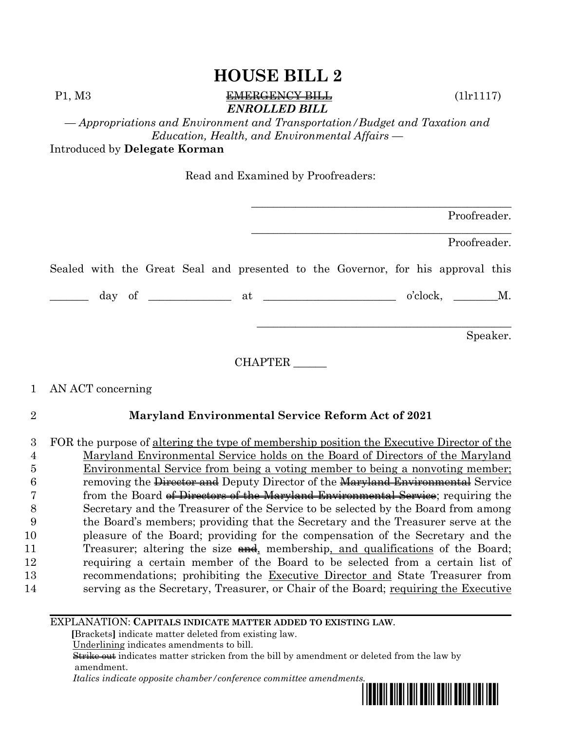# HOUSE BILL 2

P1, M3 ~~EMERGENCY BILL~~ (1lr1117)

***ENROLLED BILL***

*— Appropriations and Environment and Transportation/Budget and Taxation and Education, Health, and Environmental Affairs —*

Introduced by **Delegate Korman**

Read and Examined by Proofreaders:

_______________________________________________ Proofreader.

_______________________________________________ Proofreader.

Sealed with the Great Seal and presented to the Governor, for his approval this

_______ day of ______________ at ________________________ o'clock, ________M.

_______________________________________________ Speaker.

CHAPTER ______

1 AN ACT concerning

2 **Maryland Environmental Service Reform Act of 2021**

3 FOR the purpose of <u>altering the type of membership position the Executive Director of the</u>
4 <u>Maryland Environmental Service holds on the Board of Directors of the Maryland</u>
5 <u>Environmental Service from being a voting member to being a nonvoting member;</u>
6 removing the ~~Director and~~ Deputy Director of the ~~Maryland Environmental~~ Service
7 from the Board ~~of Directors of the Maryland Environmental Service~~; requiring the
8 Secretary and the Treasurer of the Service to be selected by the Board from among
9 the Board's members; providing that the Secretary and the Treasurer serve at the
10 pleasure of the Board; providing for the compensation of the Secretary and the
11 Treasurer; altering the size ~~and~~<u>,</u> membership<u>, and qualifications</u> of the Board;
12 requiring a certain member of the Board to be selected from a certain list of
13 recommendations; prohibiting the <u>Executive Director and</u> State Treasurer from
14 serving as the Secretary, Treasurer, or Chair of the Board; <u>requiring the Executive</u>

EXPLANATION: **CAPITALS INDICATE MATTER ADDED TO EXISTING LAW.**
**[**Brackets**]** indicate matter deleted from existing law.
<u>Underlining</u> indicates amendments to bill.
~~Strike out~~ indicates matter stricken from the bill by amendment or deleted from the law by amendment.
*Italics indicate opposite chamber/conference committee amendments.*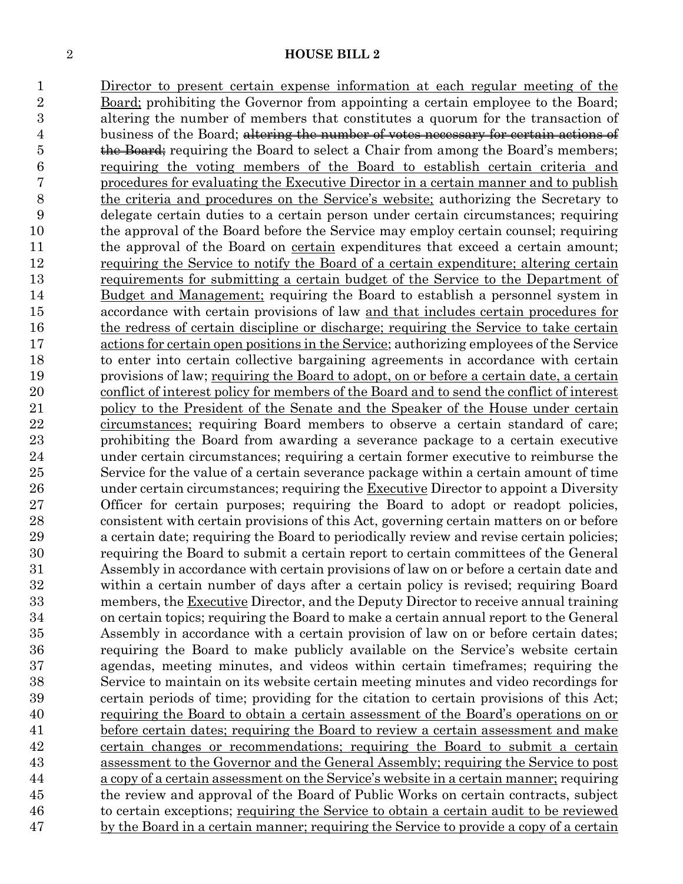Director to present certain expense information at each regular meeting of the Board; prohibiting the Governor from appointing a certain employee to the Board; altering the number of members that constitutes a quorum for the transaction of business of the Board; ~~altering the number of votes necessary for certain actions of the Board;~~ requiring the Board to select a Chair from among the Board's members; requiring the voting members of the Board to establish certain criteria and procedures for evaluating the Executive Director in a certain manner and to publish the criteria and procedures on the Service's website; authorizing the Secretary to delegate certain duties to a certain person under certain circumstances; requiring the approval of the Board before the Service may employ certain counsel; requiring the approval of the Board on certain expenditures that exceed a certain amount; requiring the Service to notify the Board of a certain expenditure; altering certain requirements for submitting a certain budget of the Service to the Department of Budget and Management; requiring the Board to establish a personnel system in accordance with certain provisions of law and that includes certain procedures for the redress of certain discipline or discharge; requiring the Service to take certain actions for certain open positions in the Service; authorizing employees of the Service to enter into certain collective bargaining agreements in accordance with certain provisions of law; requiring the Board to adopt, on or before a certain date, a certain conflict of interest policy for members of the Board and to send the conflict of interest policy to the President of the Senate and the Speaker of the House under certain circumstances; requiring Board members to observe a certain standard of care; prohibiting the Board from awarding a severance package to a certain executive under certain circumstances; requiring a certain former executive to reimburse the Service for the value of a certain severance package within a certain amount of time under certain circumstances; requiring the Executive Director to appoint a Diversity Officer for certain purposes; requiring the Board to adopt or readopt policies, consistent with certain provisions of this Act, governing certain matters on or before a certain date; requiring the Board to periodically review and revise certain policies; requiring the Board to submit a certain report to certain committees of the General Assembly in accordance with certain provisions of law on or before a certain date and within a certain number of days after a certain policy is revised; requiring Board members, the Executive Director, and the Deputy Director to receive annual training on certain topics; requiring the Board to make a certain annual report to the General Assembly in accordance with a certain provision of law on or before certain dates; requiring the Board to make publicly available on the Service's website certain agendas, meeting minutes, and videos within certain timeframes; requiring the Service to maintain on its website certain meeting minutes and video recordings for certain periods of time; providing for the citation to certain provisions of this Act; requiring the Board to obtain a certain assessment of the Board's operations on or before certain dates; requiring the Board to review a certain assessment and make certain changes or recommendations; requiring the Board to submit a certain assessment to the Governor and the General Assembly; requiring the Service to post a copy of a certain assessment on the Service's website in a certain manner; requiring the review and approval of the Board of Public Works on certain contracts, subject to certain exceptions; requiring the Service to obtain a certain audit to be reviewed by the Board in a certain manner; requiring the Service to provide a copy of a certain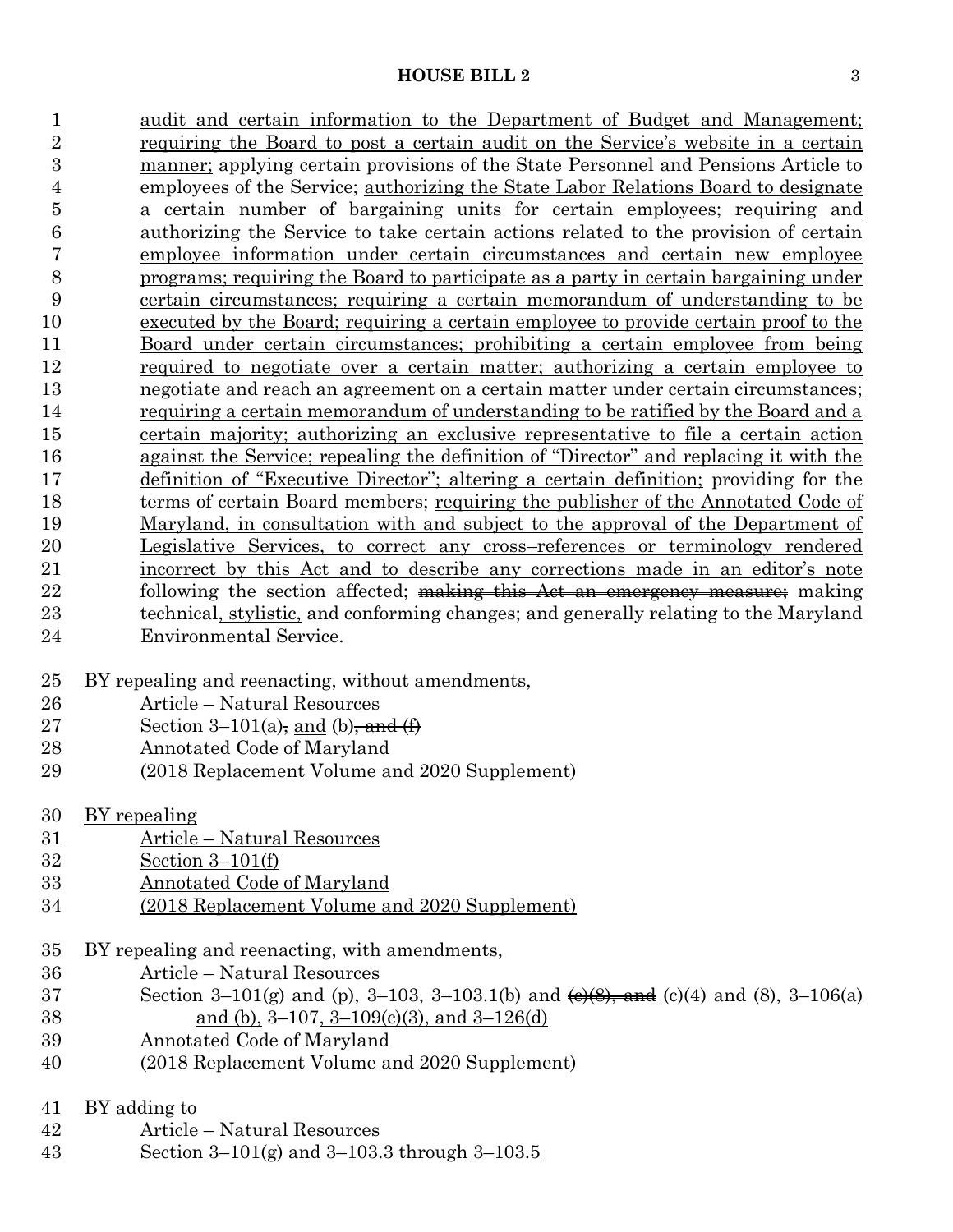audit and certain information to the Department of Budget and Management; requiring the Board to post a certain audit on the Service's website in a certain manner; applying certain provisions of the State Personnel and Pensions Article to employees of the Service; authorizing the State Labor Relations Board to designate a certain number of bargaining units for certain employees; requiring and authorizing the Service to take certain actions related to the provision of certain employee information under certain circumstances and certain new employee programs; requiring the Board to participate as a party in certain bargaining under certain circumstances; requiring a certain memorandum of understanding to be executed by the Board; requiring a certain employee to provide certain proof to the Board under certain circumstances; prohibiting a certain employee from being required to negotiate over a certain matter; authorizing a certain employee to negotiate and reach an agreement on a certain matter under certain circumstances; requiring a certain memorandum of understanding to be ratified by the Board and a certain majority; authorizing an exclusive representative to file a certain action against the Service; repealing the definition of "Director" and replacing it with the definition of "Executive Director"; altering a certain definition; providing for the terms of certain Board members; requiring the publisher of the Annotated Code of Maryland, in consultation with and subject to the approval of the Department of Legislative Services, to correct any cross–references or terminology rendered incorrect by this Act and to describe any corrections made in an editor's note following the section affected; ~~making this Act an emergency measure;~~ making technical, stylistic, and conforming changes; and generally relating to the Maryland Environmental Service.

BY repealing and reenacting, without amendments,
Article – Natural Resources
Section 3–101(a)~~,~~ and (b)~~, and (f)~~
Annotated Code of Maryland
(2018 Replacement Volume and 2020 Supplement)

BY repealing
Article – Natural Resources
Section 3–101(f)
Annotated Code of Maryland
(2018 Replacement Volume and 2020 Supplement)

BY repealing and reenacting, with amendments,
Article – Natural Resources
Section 3–101(g) and (p), 3–103, 3–103.1(b) and ~~(c)(8), and~~ (c)(4) and (8), 3–106(a) and (b), 3–107, 3–109(c)(3), and 3–126(d)
Annotated Code of Maryland
(2018 Replacement Volume and 2020 Supplement)

BY adding to
Article – Natural Resources
Section 3–101(g) and 3–103.3 through 3–103.5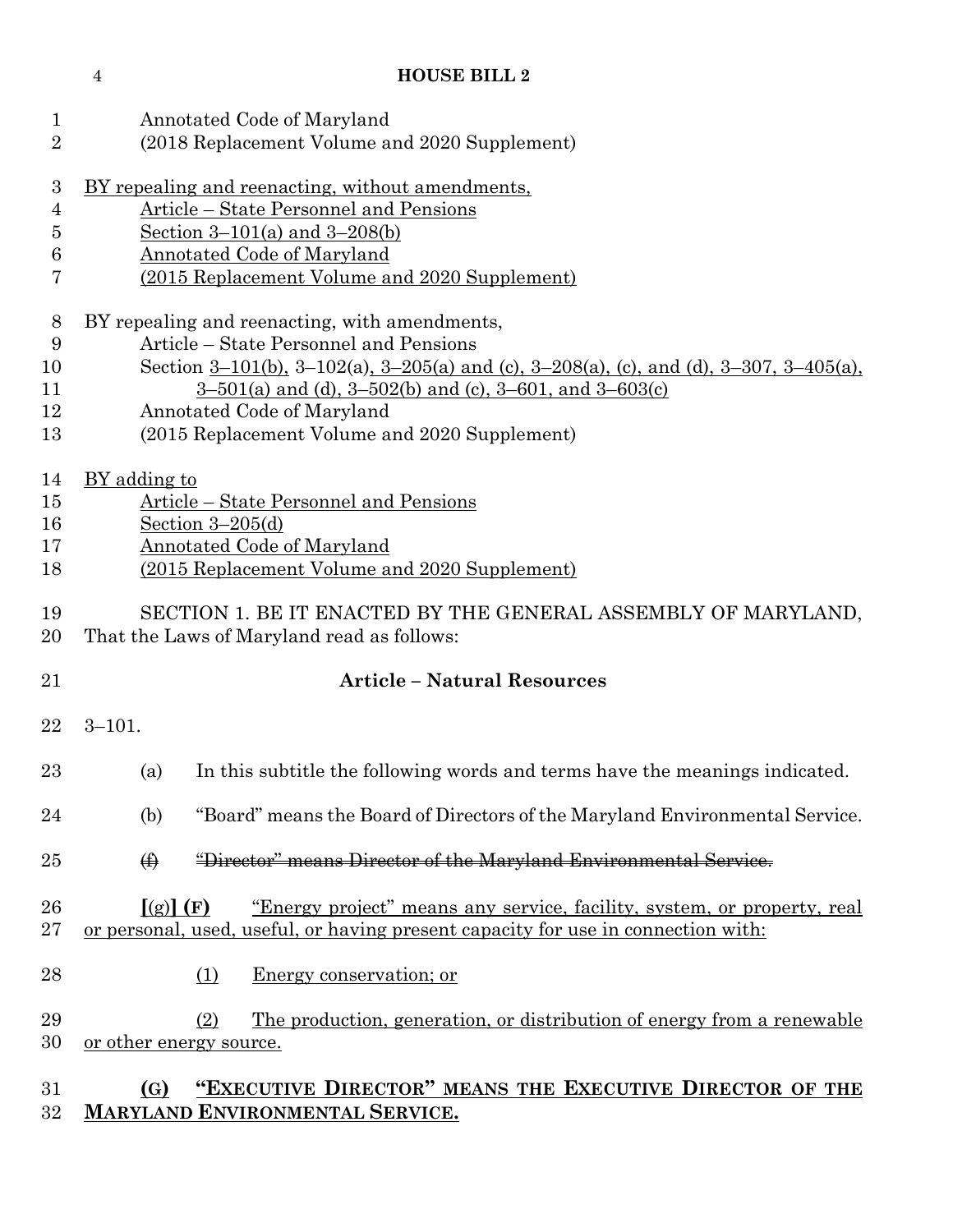Annotated Code of Maryland
(2018 Replacement Volume and 2020 Supplement)

BY repealing and reenacting, without amendments,
Article – State Personnel and Pensions
Section 3–101(a) and 3–208(b)
Annotated Code of Maryland
(2015 Replacement Volume and 2020 Supplement)

BY repealing and reenacting, with amendments,
Article – State Personnel and Pensions
Section 3–101(b), 3–102(a), 3–205(a) and (c), 3–208(a), (c), and (d), 3–307, 3–405(a), 3–501(a) and (d), 3–502(b) and (c), 3–601, and 3–603(c)
Annotated Code of Maryland
(2015 Replacement Volume and 2020 Supplement)

BY adding to
Article – State Personnel and Pensions
Section 3–205(d)
Annotated Code of Maryland
(2015 Replacement Volume and 2020 Supplement)

SECTION 1. BE IT ENACTED BY THE GENERAL ASSEMBLY OF MARYLAND, That the Laws of Maryland read as follows:

**Article – Natural Resources**

3–101.

(a) In this subtitle the following words and terms have the meanings indicated.

(b) "Board" means the Board of Directors of the Maryland Environmental Service.

~~(f) "Director" means Director of the Maryland Environmental Service.~~

**[**(g)**] (F)** "Energy project" means any service, facility, system, or property, real or personal, used, useful, or having present capacity for use in connection with:

(1) Energy conservation; or

(2) The production, generation, or distribution of energy from a renewable or other energy source.

**(G) "EXECUTIVE DIRECTOR" MEANS THE EXECUTIVE DIRECTOR OF THE MARYLAND ENVIRONMENTAL SERVICE.**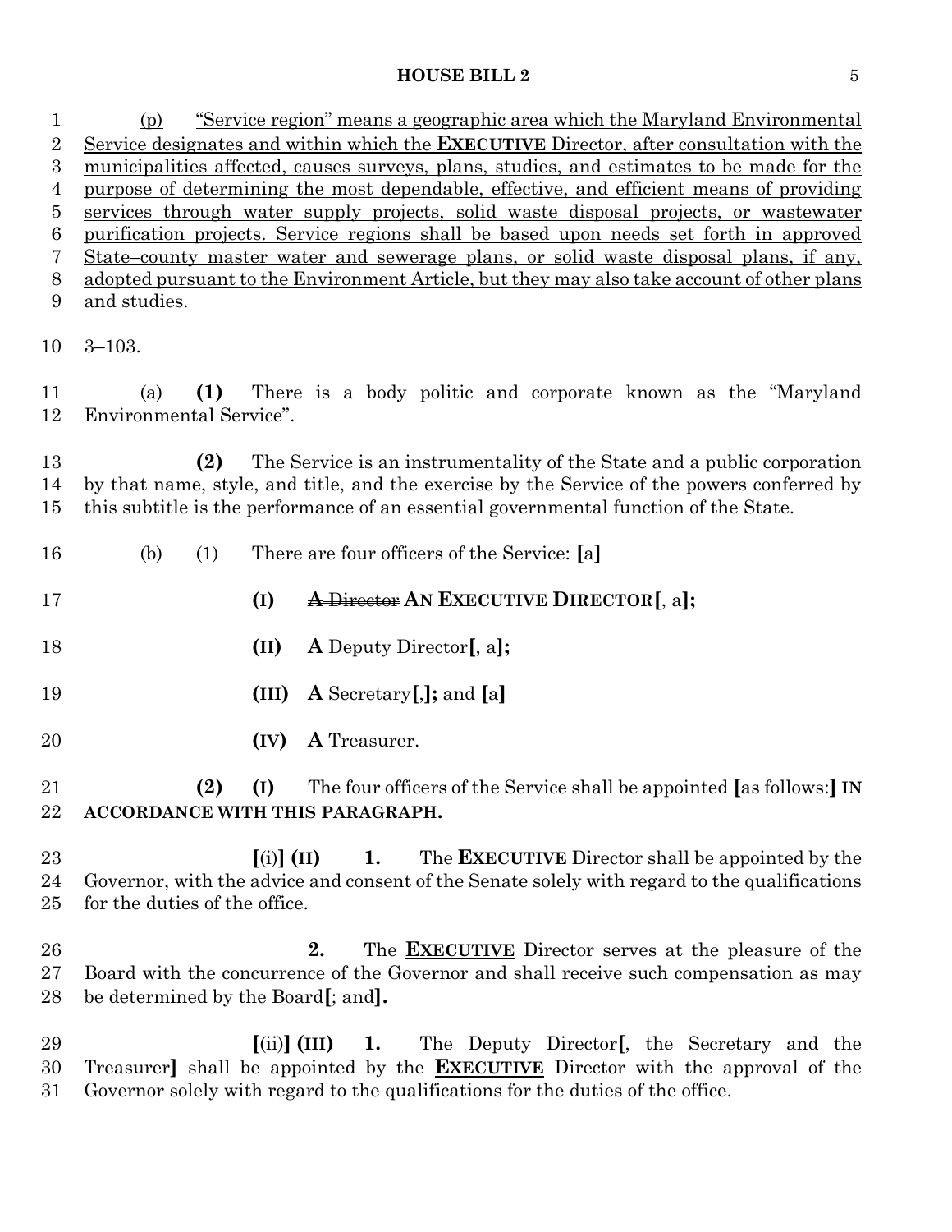(p) "Service region" means a geographic area which the Maryland Environmental Service designates and within which the **EXECUTIVE** Director, after consultation with the municipalities affected, causes surveys, plans, studies, and estimates to be made for the purpose of determining the most dependable, effective, and efficient means of providing services through water supply projects, solid waste disposal projects, or wastewater purification projects. Service regions shall be based upon needs set forth in approved State–county master water and sewerage plans, or solid waste disposal plans, if any, adopted pursuant to the Environment Article, but they may also take account of other plans and studies.

3–103.

(a) **(1)** There is a body politic and corporate known as the "Maryland Environmental Service".

**(2)** The Service is an instrumentality of the State and a public corporation by that name, style, and title, and the exercise by the Service of the powers conferred by this subtitle is the performance of an essential governmental function of the State.

(b) (1) There are four officers of the Service: **[**a**]**

**(I)** ~~**A** Director~~ **AN EXECUTIVE DIRECTOR[**, a**];**

**(II)** **A** Deputy Director**[**, a**];**

**(III)** **A** Secretary**[**,**];** and **[**a**]**

**(IV)** **A** Treasurer.

**(2)** **(I)** The four officers of the Service shall be appointed **[**as follows:**]** **IN ACCORDANCE WITH THIS PARAGRAPH.**

**[**(i)**]** **(II)** **1.** The **EXECUTIVE** Director shall be appointed by the Governor, with the advice and consent of the Senate solely with regard to the qualifications for the duties of the office.

**2.** The **EXECUTIVE** Director serves at the pleasure of the Board with the concurrence of the Governor and shall receive such compensation as may be determined by the Board**[**; and**]**.

**[**(ii)**]** **(III)** **1.** The Deputy Director**[**, the Secretary and the Treasurer**]** shall be appointed by the **EXECUTIVE** Director with the approval of the Governor solely with regard to the qualifications for the duties of the office.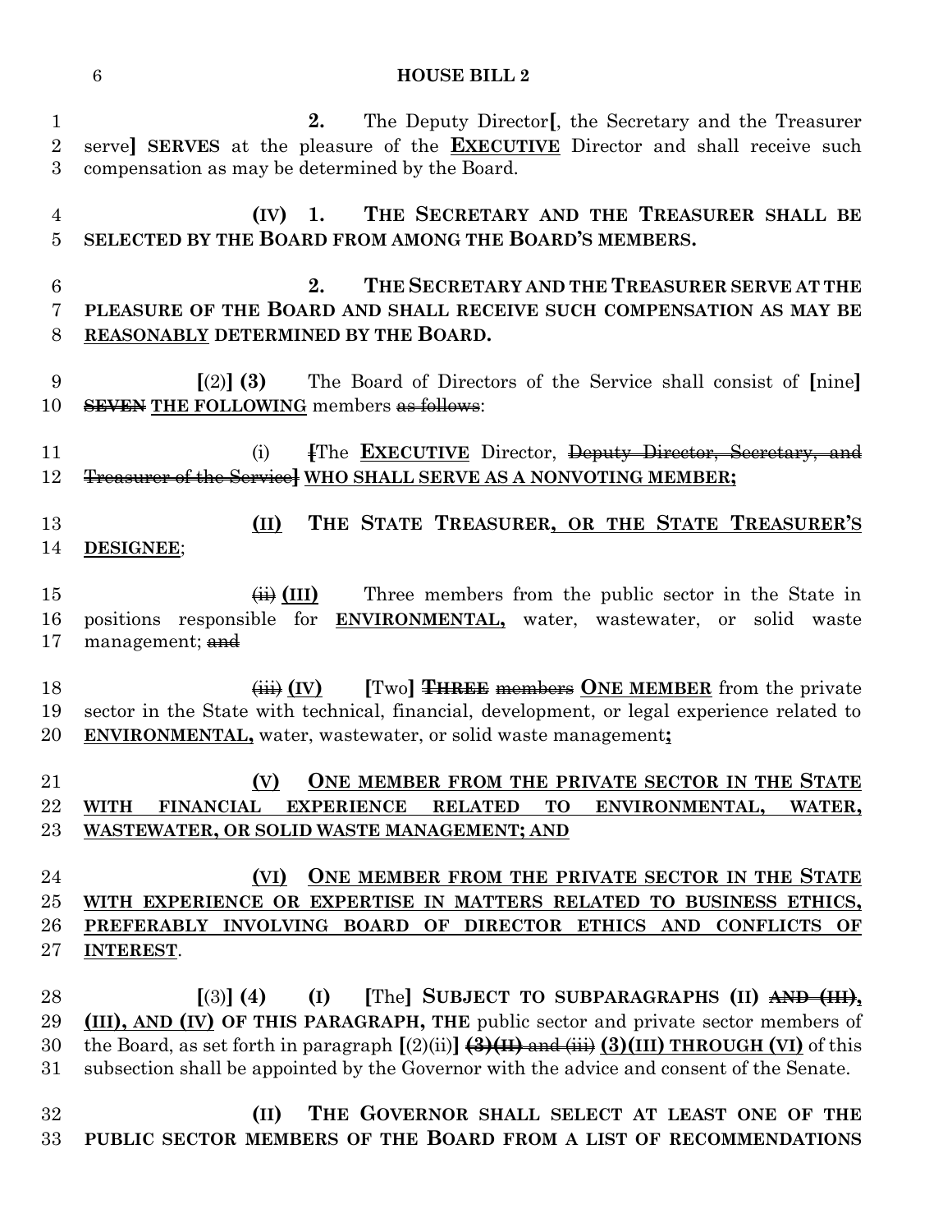2. The Deputy Director[, the Secretary and the Treasurer serve] **SERVES** at the pleasure of the **EXECUTIVE** Director and shall receive such compensation as may be determined by the Board.

**(IV) 1. THE SECRETARY AND THE TREASURER SHALL BE SELECTED BY THE BOARD FROM AMONG THE BOARD'S MEMBERS.**

**2. THE SECRETARY AND THE TREASURER SERVE AT THE PLEASURE OF THE BOARD AND SHALL RECEIVE SUCH COMPENSATION AS MAY BE REASONABLY DETERMINED BY THE BOARD.**

[(2)] **(3)** The Board of Directors of the Service shall consist of [nine] ~~SEVEN~~ **THE FOLLOWING** members ~~as follows~~:

(i) ~~[~~The **EXECUTIVE** Director, ~~Deputy Director, Secretary, and Treasurer of the Service]~~ **WHO SHALL SERVE AS A NONVOTING MEMBER;**

**(II) THE STATE TREASURER, OR THE STATE TREASURER'S DESIGNEE**;

~~(ii)~~ **(III)** Three members from the public sector in the State in positions responsible for **ENVIRONMENTAL,** water, wastewater, or solid waste management; ~~and~~

~~(iii)~~ **(IV)** [Two] ~~THREE~~ ~~members~~ **ONE MEMBER** from the private sector in the State with technical, financial, development, or legal experience related to **ENVIRONMENTAL,** water, wastewater, or solid waste management**;**

**(V) ONE MEMBER FROM THE PRIVATE SECTOR IN THE STATE WITH FINANCIAL EXPERIENCE RELATED TO ENVIRONMENTAL, WATER, WASTEWATER, OR SOLID WASTE MANAGEMENT; AND**

**(VI) ONE MEMBER FROM THE PRIVATE SECTOR IN THE STATE WITH EXPERIENCE OR EXPERTISE IN MATTERS RELATED TO BUSINESS ETHICS, PREFERABLY INVOLVING BOARD OF DIRECTOR ETHICS AND CONFLICTS OF INTEREST**.

[(3)] **(4) (I)** [The] **SUBJECT TO SUBPARAGRAPHS (II)** ~~AND (III)~~, **(III), AND (IV) OF THIS PARAGRAPH, THE** public sector and private sector members of the Board, as set forth in paragraph [(2)(ii)] ~~(3)(II) and (iii)~~ **(3)(III) THROUGH (VI)** of this subsection shall be appointed by the Governor with the advice and consent of the Senate.

**(II) THE GOVERNOR SHALL SELECT AT LEAST ONE OF THE PUBLIC SECTOR MEMBERS OF THE BOARD FROM A LIST OF RECOMMENDATIONS**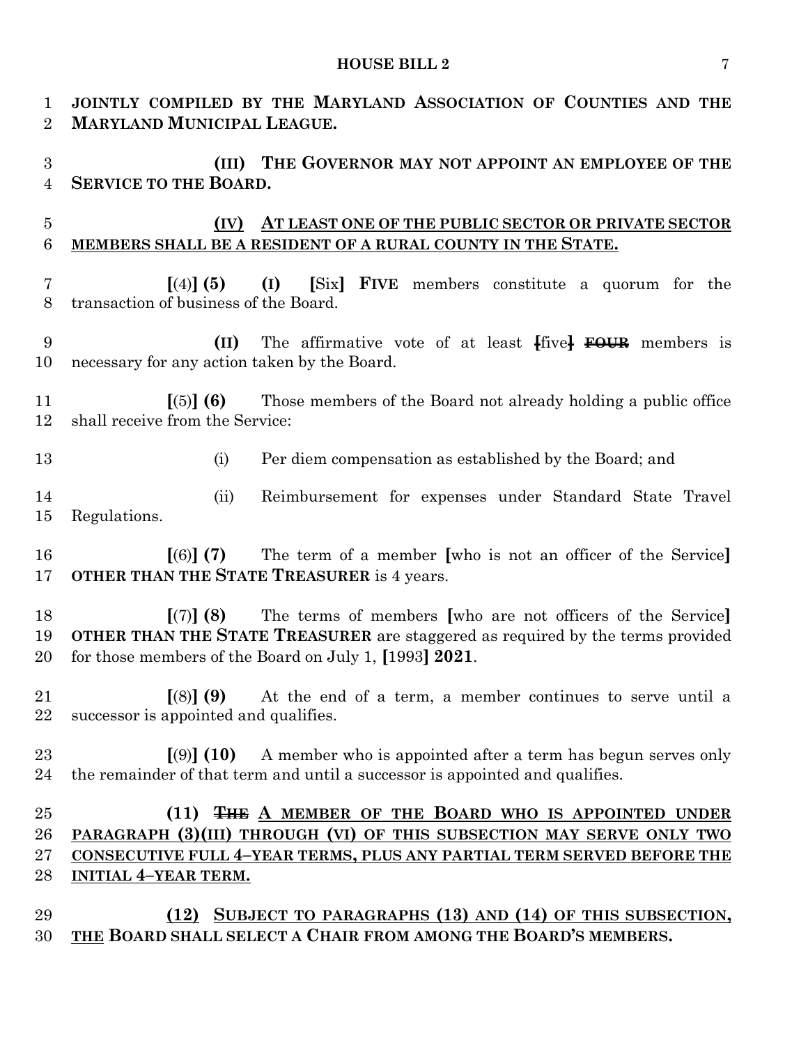**JOINTLY COMPILED BY THE MARYLAND ASSOCIATION OF COUNTIES AND THE MARYLAND MUNICIPAL LEAGUE.**

**(III) THE GOVERNOR MAY NOT APPOINT AN EMPLOYEE OF THE SERVICE TO THE BOARD.**

**(IV) AT LEAST ONE OF THE PUBLIC SECTOR OR PRIVATE SECTOR MEMBERS SHALL BE A RESIDENT OF A RURAL COUNTY IN THE STATE.**

**[**(4)**] (5) (I) [**Six**] FIVE** members constitute a quorum for the transaction of business of the Board.

**(II)** The affirmative vote of at least ~~[~~five~~]~~ ~~**FOUR**~~ members is necessary for any action taken by the Board.

**[**(5)**] (6)** Those members of the Board not already holding a public office shall receive from the Service:

(i) Per diem compensation as established by the Board; and

(ii) Reimbursement for expenses under Standard State Travel Regulations.

**[**(6)**] (7)** The term of a member **[**who is not an officer of the Service**]** **OTHER THAN THE STATE TREASURER** is 4 years.

**[**(7)**] (8)** The terms of members **[**who are not officers of the Service**]** **OTHER THAN THE STATE TREASURER** are staggered as required by the terms provided for those members of the Board on July 1, **[**1993**] 2021**.

**[**(8)**] (9)** At the end of a term, a member continues to serve until a successor is appointed and qualifies.

**[**(9)**] (10)** A member who is appointed after a term has begun serves only the remainder of that term and until a successor is appointed and qualifies.

**(11)** ~~**THE**~~ **A MEMBER OF THE BOARD WHO IS APPOINTED UNDER PARAGRAPH (3)(III) THROUGH (VI) OF THIS SUBSECTION MAY SERVE ONLY TWO CONSECUTIVE FULL 4–YEAR TERMS, PLUS ANY PARTIAL TERM SERVED BEFORE THE INITIAL 4–YEAR TERM.**

**(12) SUBJECT TO PARAGRAPHS (13) AND (14) OF THIS SUBSECTION, THE BOARD SHALL SELECT A CHAIR FROM AMONG THE BOARD'S MEMBERS.**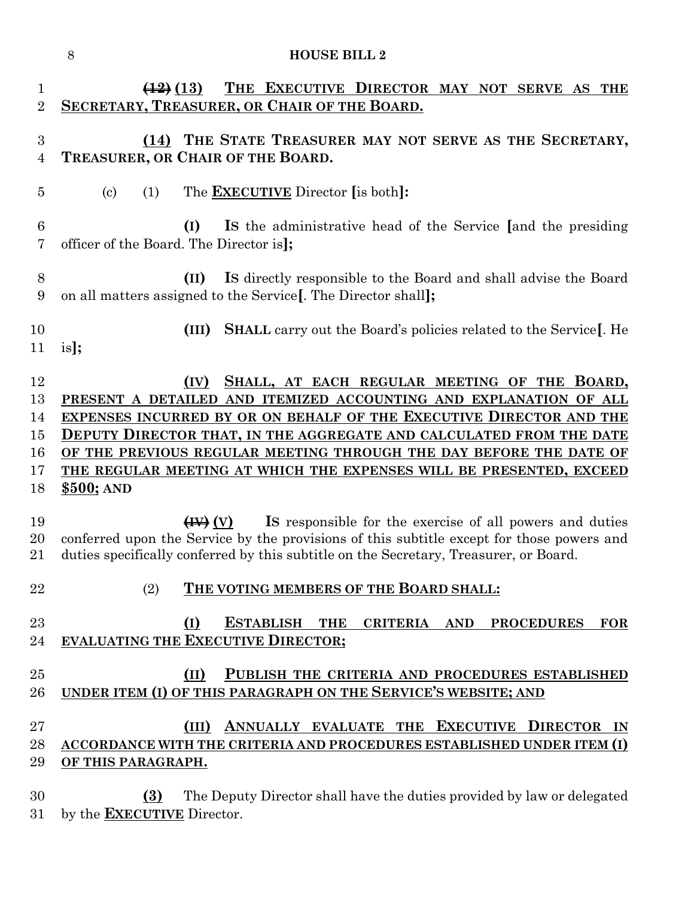~~(12)~~ **(13) THE EXECUTIVE DIRECTOR MAY NOT SERVE AS THE SECRETARY, TREASURER, OR CHAIR OF THE BOARD.**

**(14) THE STATE TREASURER MAY NOT SERVE AS THE SECRETARY, TREASURER, OR CHAIR OF THE BOARD.**

(c) (1) The **EXECUTIVE** Director **[**is both**]:**

**(I) IS** the administrative head of the Service **[**and the presiding officer of the Board. The Director is**];**

**(II) IS** directly responsible to the Board and shall advise the Board on all matters assigned to the Service**[**. The Director shall**];**

**(III) SHALL** carry out the Board's policies related to the Service**[**. He is**];**

**(IV) SHALL, AT EACH REGULAR MEETING OF THE BOARD, PRESENT A DETAILED AND ITEMIZED ACCOUNTING AND EXPLANATION OF ALL EXPENSES INCURRED BY OR ON BEHALF OF THE EXECUTIVE DIRECTOR AND THE DEPUTY DIRECTOR THAT, IN THE AGGREGATE AND CALCULATED FROM THE DATE OF THE PREVIOUS REGULAR MEETING THROUGH THE DAY BEFORE THE DATE OF THE REGULAR MEETING AT WHICH THE EXPENSES WILL BE PRESENTED, EXCEED $500; AND**

~~(IV)~~ **(V) IS** responsible for the exercise of all powers and duties conferred upon the Service by the provisions of this subtitle except for those powers and duties specifically conferred by this subtitle on the Secretary, Treasurer, or Board.

(2) **THE VOTING MEMBERS OF THE BOARD SHALL:**

**(I) ESTABLISH THE CRITERIA AND PROCEDURES FOR EVALUATING THE EXECUTIVE DIRECTOR;**

**(II) PUBLISH THE CRITERIA AND PROCEDURES ESTABLISHED UNDER ITEM (I) OF THIS PARAGRAPH ON THE SERVICE'S WEBSITE; AND**

**(III) ANNUALLY EVALUATE THE EXECUTIVE DIRECTOR IN ACCORDANCE WITH THE CRITERIA AND PROCEDURES ESTABLISHED UNDER ITEM (I) OF THIS PARAGRAPH.**

**(3)** The Deputy Director shall have the duties provided by law or delegated by the **EXECUTIVE** Director.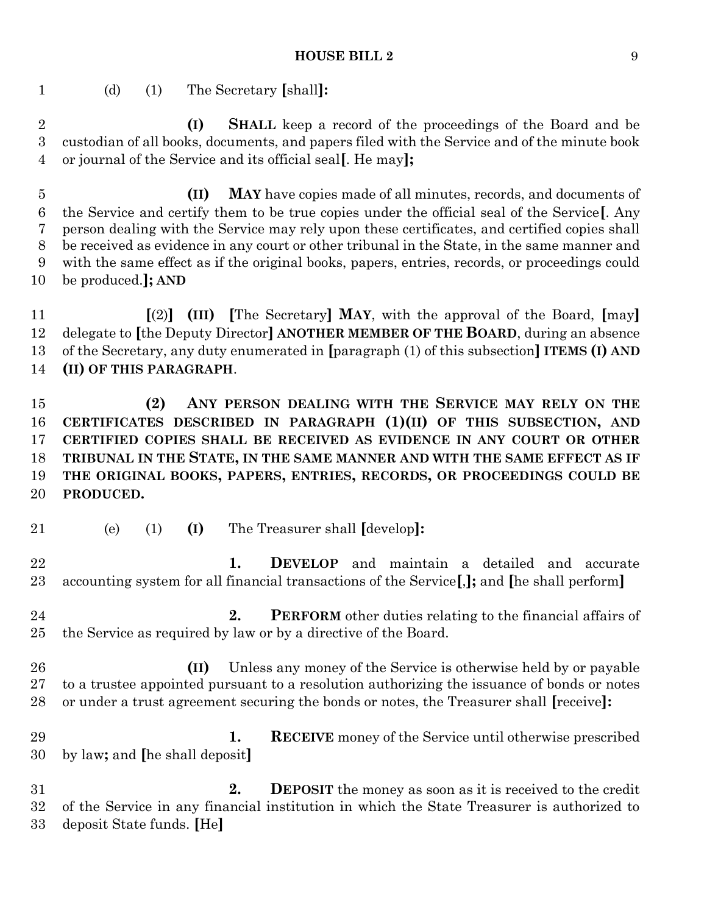(d) (1) The Secretary [shall]:

**(I)** **SHALL** keep a record of the proceedings of the Board and be custodian of all books, documents, and papers filed with the Service and of the minute book or journal of the Service and its official seal[. He may]**;**

**(II)** **MAY** have copies made of all minutes, records, and documents of the Service and certify them to be true copies under the official seal of the Service[. Any person dealing with the Service may rely upon these certificates, and certified copies shall be received as evidence in any court or other tribunal in the State, in the same manner and with the same effect as if the original books, papers, entries, records, or proceedings could be produced.]**; AND**

[(2)] **(III)** [The Secretary] **MAY**, with the approval of the Board, [may] delegate to [the Deputy Director] **ANOTHER MEMBER OF THE BOARD**, during an absence of the Secretary, any duty enumerated in [paragraph (1) of this subsection] **ITEMS (I) AND (II) OF THIS PARAGRAPH**.

**(2) ANY PERSON DEALING WITH THE SERVICE MAY RELY ON THE CERTIFICATES DESCRIBED IN PARAGRAPH (1)(II) OF THIS SUBSECTION, AND CERTIFIED COPIES SHALL BE RECEIVED AS EVIDENCE IN ANY COURT OR OTHER TRIBUNAL IN THE STATE, IN THE SAME MANNER AND WITH THE SAME EFFECT AS IF THE ORIGINAL BOOKS, PAPERS, ENTRIES, RECORDS, OR PROCEEDINGS COULD BE PRODUCED.**

(e) (1) **(I)** The Treasurer shall [develop]**:**

**1.** **DEVELOP** and maintain a detailed and accurate accounting system for all financial transactions of the Service[,]**;** and [he shall perform]

**2.** **PERFORM** other duties relating to the financial affairs of the Service as required by law or by a directive of the Board.

**(II)** Unless any money of the Service is otherwise held by or payable to a trustee appointed pursuant to a resolution authorizing the issuance of bonds or notes or under a trust agreement securing the bonds or notes, the Treasurer shall [receive]**:**

**1.** **RECEIVE** money of the Service until otherwise prescribed by law**;** and [he shall deposit]

**2.** **DEPOSIT** the money as soon as it is received to the credit of the Service in any financial institution in which the State Treasurer is authorized to deposit State funds. [He]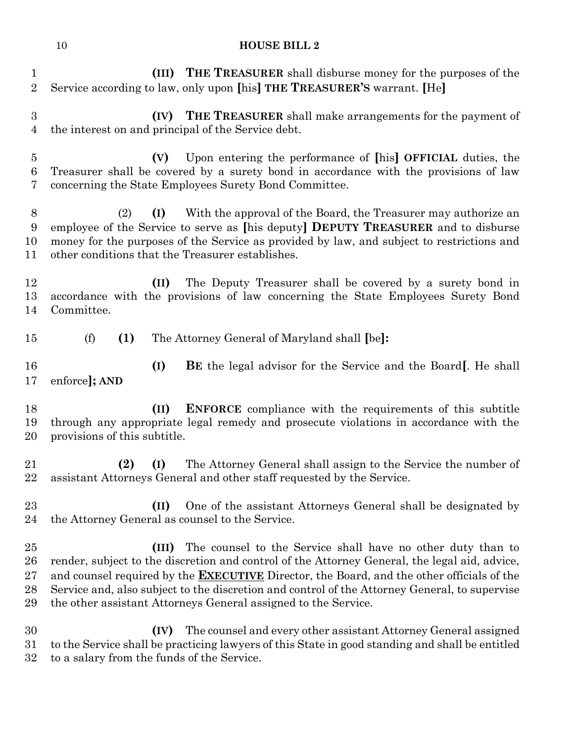(III) **THE TREASURER** shall disburse money for the purposes of the Service according to law, only upon [his] **THE TREASURER'S** warrant. [He]

(IV) **THE TREASURER** shall make arrangements for the payment of the interest on and principal of the Service debt.

(V) Upon entering the performance of [his] **OFFICIAL** duties, the Treasurer shall be covered by a surety bond in accordance with the provisions of law concerning the State Employees Surety Bond Committee.

(2) **(I)** With the approval of the Board, the Treasurer may authorize an employee of the Service to serve as [his deputy] **DEPUTY TREASURER** and to disburse money for the purposes of the Service as provided by law, and subject to restrictions and other conditions that the Treasurer establishes.

**(II)** The Deputy Treasurer shall be covered by a surety bond in accordance with the provisions of law concerning the State Employees Surety Bond Committee.

(f) **(1)** The Attorney General of Maryland shall [be]**:**

**(I)** **BE** the legal advisor for the Service and the Board[. He shall enforce]**; AND**

**(II)** **ENFORCE** compliance with the requirements of this subtitle through any appropriate legal remedy and prosecute violations in accordance with the provisions of this subtitle.

**(2)** **(I)** The Attorney General shall assign to the Service the number of assistant Attorneys General and other staff requested by the Service.

**(II)** One of the assistant Attorneys General shall be designated by the Attorney General as counsel to the Service.

**(III)** The counsel to the Service shall have no other duty than to render, subject to the discretion and control of the Attorney General, the legal aid, advice, and counsel required by the **EXECUTIVE** Director, the Board, and the other officials of the Service and, also subject to the discretion and control of the Attorney General, to supervise the other assistant Attorneys General assigned to the Service.

**(IV)** The counsel and every other assistant Attorney General assigned to the Service shall be practicing lawyers of this State in good standing and shall be entitled to a salary from the funds of the Service.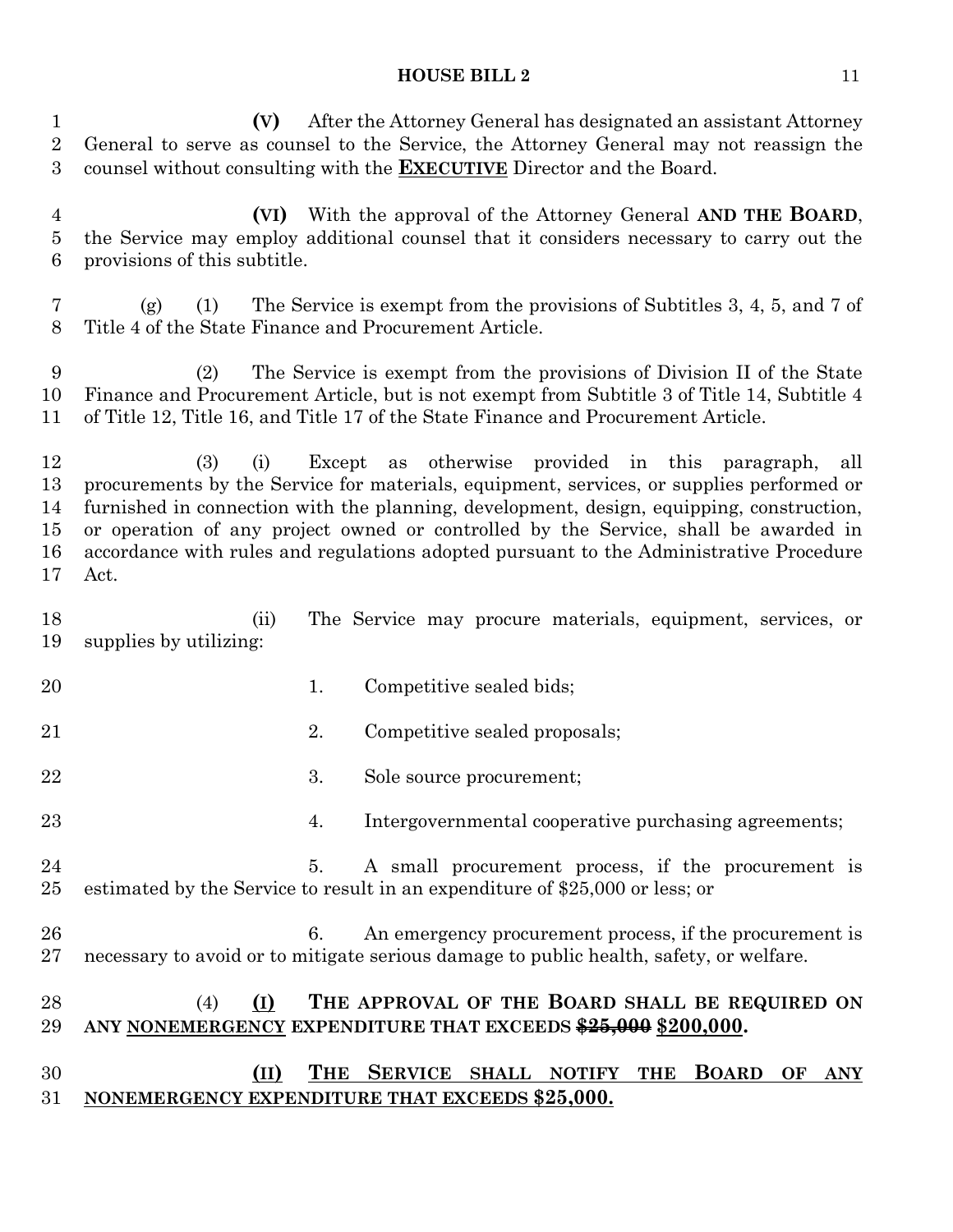**(V)** After the Attorney General has designated an assistant Attorney General to serve as counsel to the Service, the Attorney General may not reassign the counsel without consulting with the **EXECUTIVE** Director and the Board.

**(VI)** With the approval of the Attorney General **AND THE BOARD**, the Service may employ additional counsel that it considers necessary to carry out the provisions of this subtitle.

(g) (1) The Service is exempt from the provisions of Subtitles 3, 4, 5, and 7 of Title 4 of the State Finance and Procurement Article.

(2) The Service is exempt from the provisions of Division II of the State Finance and Procurement Article, but is not exempt from Subtitle 3 of Title 14, Subtitle 4 of Title 12, Title 16, and Title 17 of the State Finance and Procurement Article.

(3) (i) Except as otherwise provided in this paragraph, all procurements by the Service for materials, equipment, services, or supplies performed or furnished in connection with the planning, development, design, equipping, construction, or operation of any project owned or controlled by the Service, shall be awarded in accordance with rules and regulations adopted pursuant to the Administrative Procedure Act.

(ii) The Service may procure materials, equipment, services, or supplies by utilizing:

1. Competitive sealed bids;

2. Competitive sealed proposals;

3. Sole source procurement;

4. Intergovernmental cooperative purchasing agreements;

5. A small procurement process, if the procurement is estimated by the Service to result in an expenditure of $25,000 or less; or

6. An emergency procurement process, if the procurement is necessary to avoid or to mitigate serious damage to public health, safety, or welfare.

(4) **(I)** **THE APPROVAL OF THE BOARD SHALL BE REQUIRED ON ANY NONEMERGENCY EXPENDITURE THAT EXCEEDS ~~$25,000~~ $200,000.**

**(II)** **THE SERVICE SHALL NOTIFY THE BOARD OF ANY NONEMERGENCY EXPENDITURE THAT EXCEEDS $25,000.**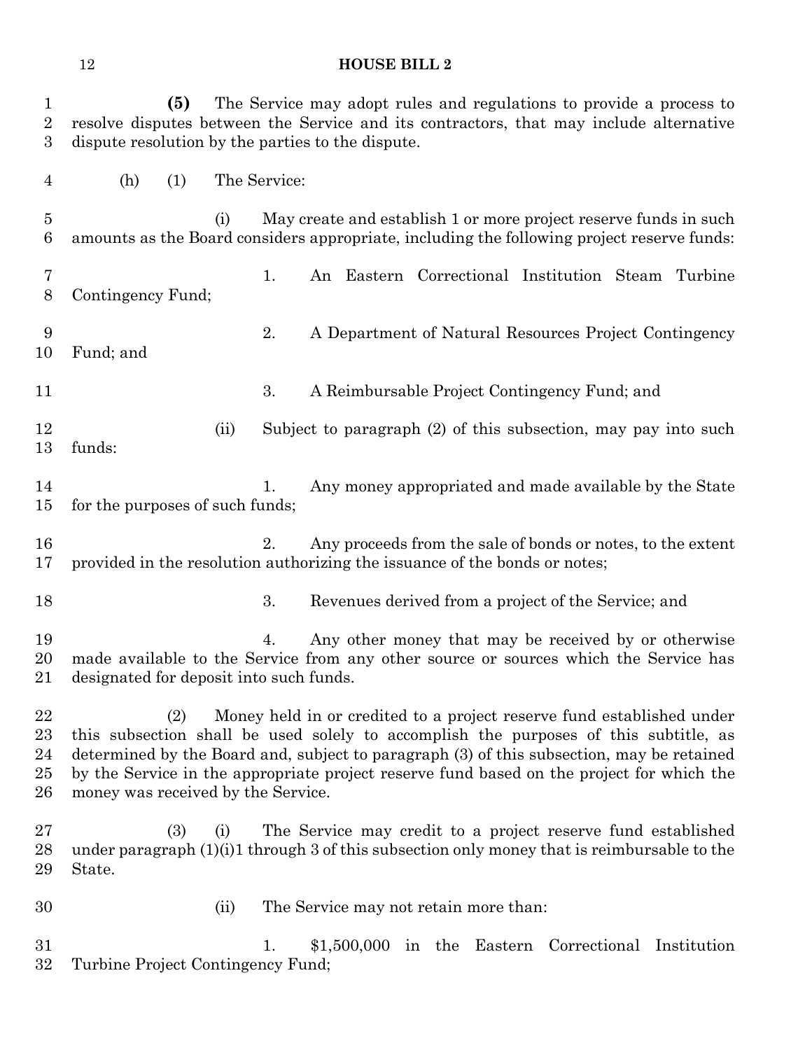**(5)** The Service may adopt rules and regulations to provide a process to resolve disputes between the Service and its contractors, that may include alternative dispute resolution by the parties to the dispute.

(h) (1) The Service:

(i) May create and establish 1 or more project reserve funds in such amounts as the Board considers appropriate, including the following project reserve funds:

1. An Eastern Correctional Institution Steam Turbine Contingency Fund;

2. A Department of Natural Resources Project Contingency Fund; and

3. A Reimbursable Project Contingency Fund; and

(ii) Subject to paragraph (2) of this subsection, may pay into such funds:

1. Any money appropriated and made available by the State for the purposes of such funds;

2. Any proceeds from the sale of bonds or notes, to the extent provided in the resolution authorizing the issuance of the bonds or notes;

3. Revenues derived from a project of the Service; and

4. Any other money that may be received by or otherwise made available to the Service from any other source or sources which the Service has designated for deposit into such funds.

(2) Money held in or credited to a project reserve fund established under this subsection shall be used solely to accomplish the purposes of this subtitle, as determined by the Board and, subject to paragraph (3) of this subsection, may be retained by the Service in the appropriate project reserve fund based on the project for which the money was received by the Service.

(3) (i) The Service may credit to a project reserve fund established under paragraph (1)(i)1 through 3 of this subsection only money that is reimbursable to the State.

(ii) The Service may not retain more than:

1. $1,500,000 in the Eastern Correctional Institution Turbine Project Contingency Fund;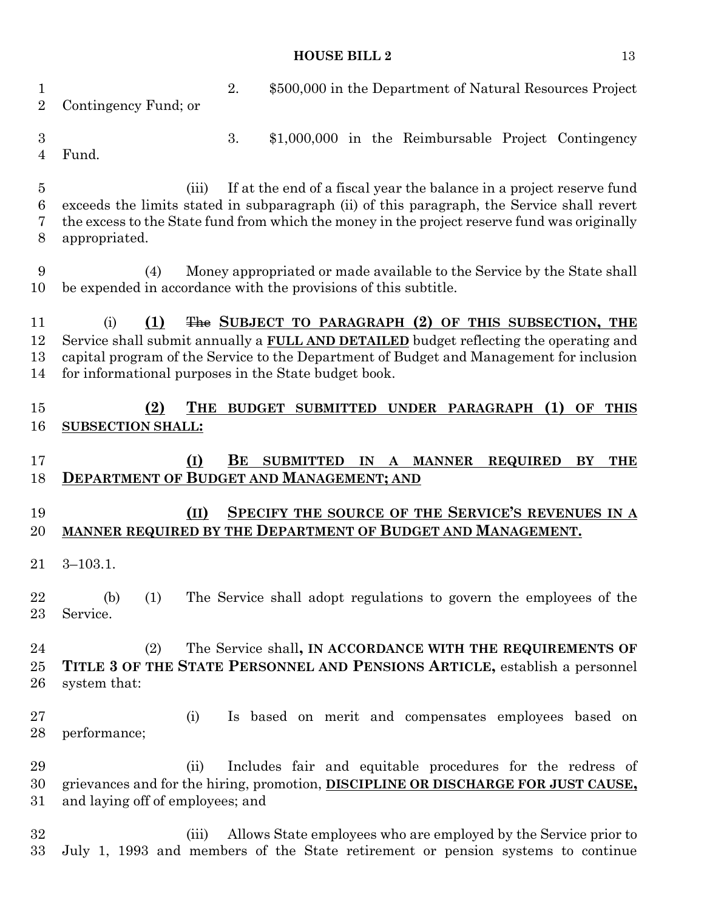2. $500,000 in the Department of Natural Resources Project Contingency Fund; or

3. $1,000,000 in the Reimbursable Project Contingency Fund.

(iii) If at the end of a fiscal year the balance in a project reserve fund exceeds the limits stated in subparagraph (ii) of this paragraph, the Service shall revert the excess to the State fund from which the money in the project reserve fund was originally appropriated.

(4) Money appropriated or made available to the Service by the State shall be expended in accordance with the provisions of this subtitle.

(i) **(1)** ~~The~~ **SUBJECT TO PARAGRAPH (2) OF THIS SUBSECTION, THE** Service shall submit annually a **FULL AND DETAILED** budget reflecting the operating and capital program of the Service to the Department of Budget and Management for inclusion for informational purposes in the State budget book.

**(2) THE BUDGET SUBMITTED UNDER PARAGRAPH (1) OF THIS SUBSECTION SHALL:**

**(I) BE SUBMITTED IN A MANNER REQUIRED BY THE DEPARTMENT OF BUDGET AND MANAGEMENT; AND**

**(II) SPECIFY THE SOURCE OF THE SERVICE'S REVENUES IN A MANNER REQUIRED BY THE DEPARTMENT OF BUDGET AND MANAGEMENT.**

3–103.1.

(b) (1) The Service shall adopt regulations to govern the employees of the Service.

(2) The Service shall**, IN ACCORDANCE WITH THE REQUIREMENTS OF TITLE 3 OF THE STATE PERSONNEL AND PENSIONS ARTICLE,** establish a personnel system that:

(i) Is based on merit and compensates employees based on performance;

(ii) Includes fair and equitable procedures for the redress of grievances and for the hiring, promotion, **DISCIPLINE OR DISCHARGE FOR JUST CAUSE,** and laying off of employees; and

(iii) Allows State employees who are employed by the Service prior to July 1, 1993 and members of the State retirement or pension systems to continue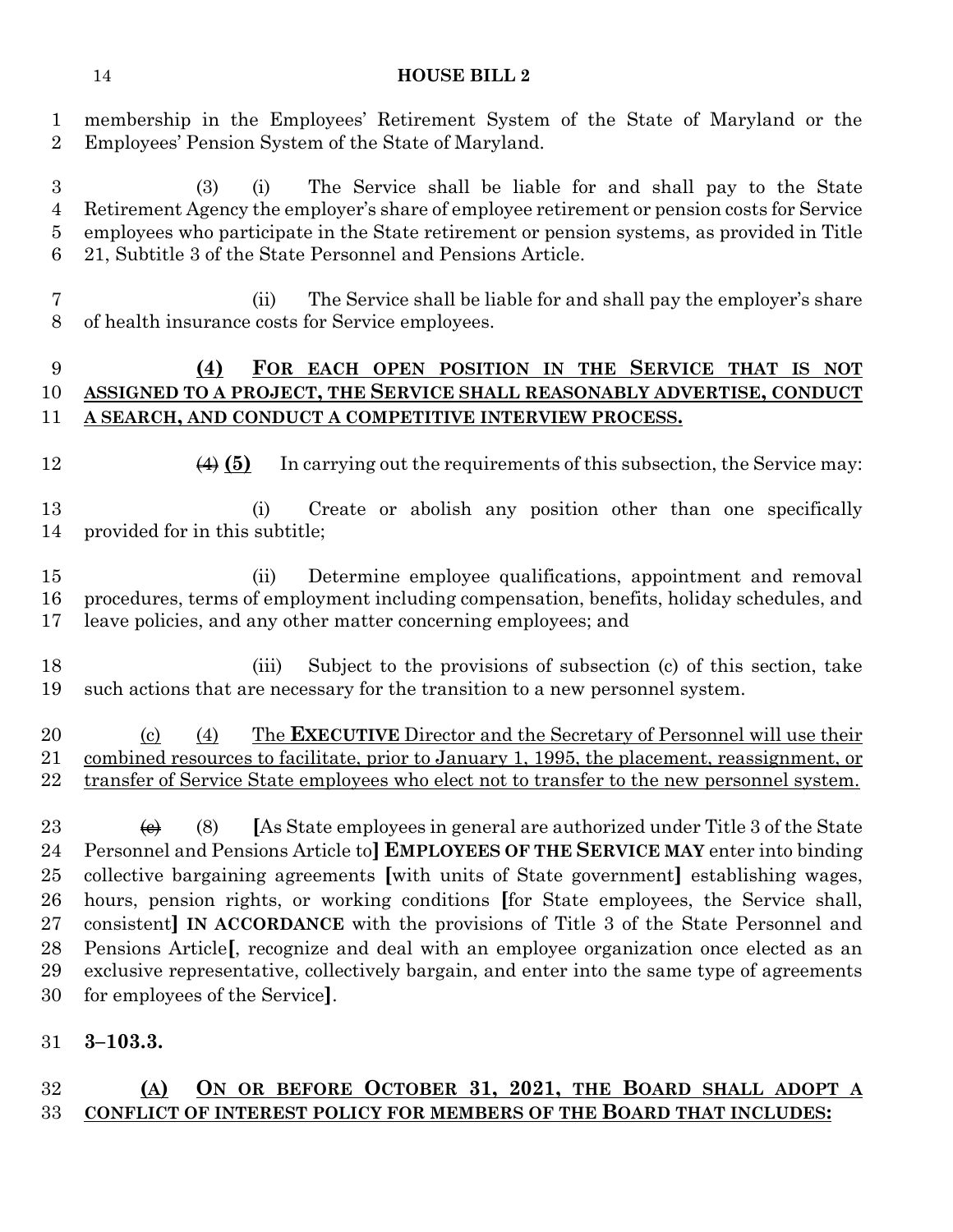membership in the Employees' Retirement System of the State of Maryland or the Employees' Pension System of the State of Maryland.

(3) (i) The Service shall be liable for and shall pay to the State Retirement Agency the employer's share of employee retirement or pension costs for Service employees who participate in the State retirement or pension systems, as provided in Title 21, Subtitle 3 of the State Personnel and Pensions Article.

(ii) The Service shall be liable for and shall pay the employer's share of health insurance costs for Service employees.

**(4) FOR EACH OPEN POSITION IN THE SERVICE THAT IS NOT ASSIGNED TO A PROJECT, THE SERVICE SHALL REASONABLY ADVERTISE, CONDUCT A SEARCH, AND CONDUCT A COMPETITIVE INTERVIEW PROCESS.**

~~(4)~~ **(5)** In carrying out the requirements of this subsection, the Service may:

(i) Create or abolish any position other than one specifically provided for in this subtitle;

(ii) Determine employee qualifications, appointment and removal procedures, terms of employment including compensation, benefits, holiday schedules, and leave policies, and any other matter concerning employees; and

(iii) Subject to the provisions of subsection (c) of this section, take such actions that are necessary for the transition to a new personnel system.

(c) (4) The **EXECUTIVE** Director and the Secretary of Personnel will use their combined resources to facilitate, prior to January 1, 1995, the placement, reassignment, or transfer of Service State employees who elect not to transfer to the new personnel system.

~~(e)~~ (8) **[**As State employees in general are authorized under Title 3 of the State Personnel and Pensions Article to**] EMPLOYEES OF THE SERVICE MAY** enter into binding collective bargaining agreements **[**with units of State government**]** establishing wages, hours, pension rights, or working conditions **[**for State employees, the Service shall, consistent**] IN ACCORDANCE** with the provisions of Title 3 of the State Personnel and Pensions Article**[**, recognize and deal with an employee organization once elected as an exclusive representative, collectively bargain, and enter into the same type of agreements for employees of the Service**]**.

**3–103.3.**

**(A) ON OR BEFORE OCTOBER 31, 2021, THE BOARD SHALL ADOPT A CONFLICT OF INTEREST POLICY FOR MEMBERS OF THE BOARD THAT INCLUDES:**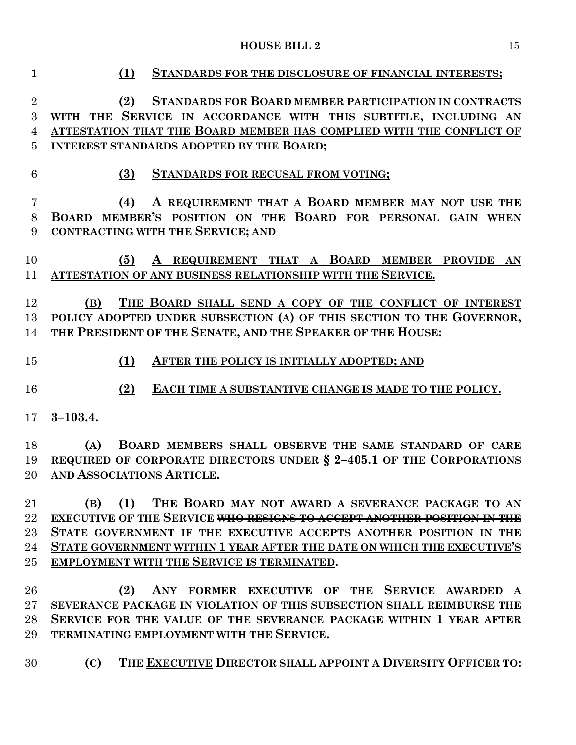**(1) STANDARDS FOR THE DISCLOSURE OF FINANCIAL INTERESTS;**

**(2) STANDARDS FOR BOARD MEMBER PARTICIPATION IN CONTRACTS WITH THE SERVICE IN ACCORDANCE WITH THIS SUBTITLE, INCLUDING AN ATTESTATION THAT THE BOARD MEMBER HAS COMPLIED WITH THE CONFLICT OF INTEREST STANDARDS ADOPTED BY THE BOARD;**

**(3) STANDARDS FOR RECUSAL FROM VOTING;**

**(4) A REQUIREMENT THAT A BOARD MEMBER MAY NOT USE THE BOARD MEMBER'S POSITION ON THE BOARD FOR PERSONAL GAIN WHEN CONTRACTING WITH THE SERVICE; AND**

**(5) A REQUIREMENT THAT A BOARD MEMBER PROVIDE AN ATTESTATION OF ANY BUSINESS RELATIONSHIP WITH THE SERVICE.**

**(B) THE BOARD SHALL SEND A COPY OF THE CONFLICT OF INTEREST POLICY ADOPTED UNDER SUBSECTION (A) OF THIS SECTION TO THE GOVERNOR, THE PRESIDENT OF THE SENATE, AND THE SPEAKER OF THE HOUSE:**

**(1) AFTER THE POLICY IS INITIALLY ADOPTED; AND**

**(2) EACH TIME A SUBSTANTIVE CHANGE IS MADE TO THE POLICY.**

**3–103.4.**

**(A) BOARD MEMBERS SHALL OBSERVE THE SAME STANDARD OF CARE REQUIRED OF CORPORATE DIRECTORS UNDER § 2–405.1 OF THE CORPORATIONS AND ASSOCIATIONS ARTICLE.**

**(B) (1) THE BOARD MAY NOT AWARD A SEVERANCE PACKAGE TO AN EXECUTIVE OF THE SERVICE ~~WHO RESIGNS TO ACCEPT ANOTHER POSITION IN THE STATE GOVERNMENT~~ IF THE EXECUTIVE ACCEPTS ANOTHER POSITION IN THE STATE GOVERNMENT WITHIN 1 YEAR AFTER THE DATE ON WHICH THE EXECUTIVE'S EMPLOYMENT WITH THE SERVICE IS TERMINATED.**

**(2) ANY FORMER EXECUTIVE OF THE SERVICE AWARDED A SEVERANCE PACKAGE IN VIOLATION OF THIS SUBSECTION SHALL REIMBURSE THE SERVICE FOR THE VALUE OF THE SEVERANCE PACKAGE WITHIN 1 YEAR AFTER TERMINATING EMPLOYMENT WITH THE SERVICE.**

**(C) THE EXECUTIVE DIRECTOR SHALL APPOINT A DIVERSITY OFFICER TO:**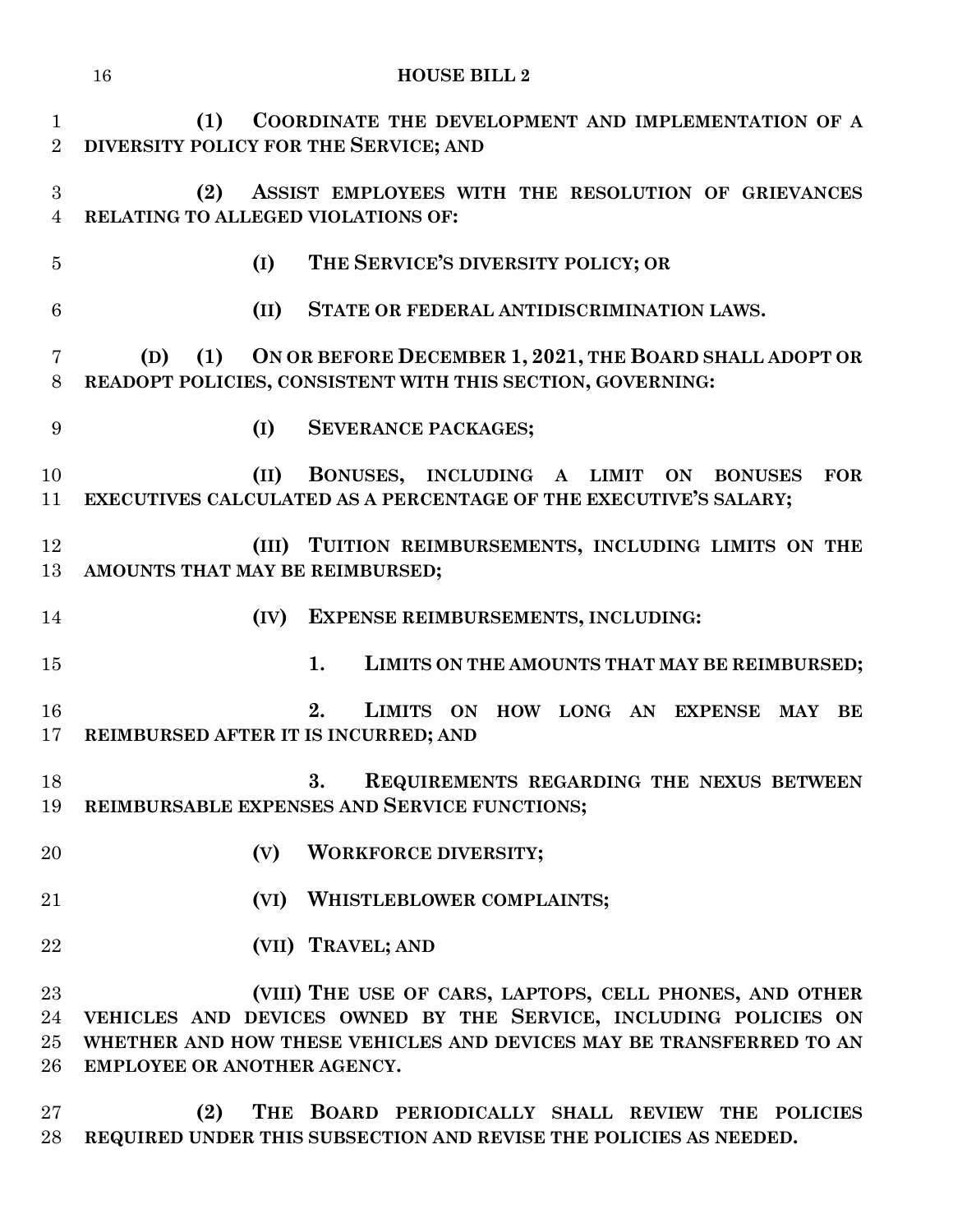**(1) COORDINATE THE DEVELOPMENT AND IMPLEMENTATION OF A DIVERSITY POLICY FOR THE SERVICE; AND**

**(2) ASSIST EMPLOYEES WITH THE RESOLUTION OF GRIEVANCES RELATING TO ALLEGED VIOLATIONS OF:**

**(I) THE SERVICE'S DIVERSITY POLICY; OR**

**(II) STATE OR FEDERAL ANTIDISCRIMINATION LAWS.**

**(D) (1) ON OR BEFORE DECEMBER 1, 2021, THE BOARD SHALL ADOPT OR READOPT POLICIES, CONSISTENT WITH THIS SECTION, GOVERNING:**

**(I) SEVERANCE PACKAGES;**

**(II) BONUSES, INCLUDING A LIMIT ON BONUSES FOR EXECUTIVES CALCULATED AS A PERCENTAGE OF THE EXECUTIVE'S SALARY;**

**(III) TUITION REIMBURSEMENTS, INCLUDING LIMITS ON THE AMOUNTS THAT MAY BE REIMBURSED;**

**(IV) EXPENSE REIMBURSEMENTS, INCLUDING:**

**1. LIMITS ON THE AMOUNTS THAT MAY BE REIMBURSED;**

**2. LIMITS ON HOW LONG AN EXPENSE MAY BE REIMBURSED AFTER IT IS INCURRED; AND**

**3. REQUIREMENTS REGARDING THE NEXUS BETWEEN REIMBURSABLE EXPENSES AND SERVICE FUNCTIONS;**

**(V) WORKFORCE DIVERSITY;**

**(VI) WHISTLEBLOWER COMPLAINTS;**

**(VII) TRAVEL; AND**

**(VIII) THE USE OF CARS, LAPTOPS, CELL PHONES, AND OTHER VEHICLES AND DEVICES OWNED BY THE SERVICE, INCLUDING POLICIES ON WHETHER AND HOW THESE VEHICLES AND DEVICES MAY BE TRANSFERRED TO AN EMPLOYEE OR ANOTHER AGENCY.**

**(2) THE BOARD PERIODICALLY SHALL REVIEW THE POLICIES REQUIRED UNDER THIS SUBSECTION AND REVISE THE POLICIES AS NEEDED.**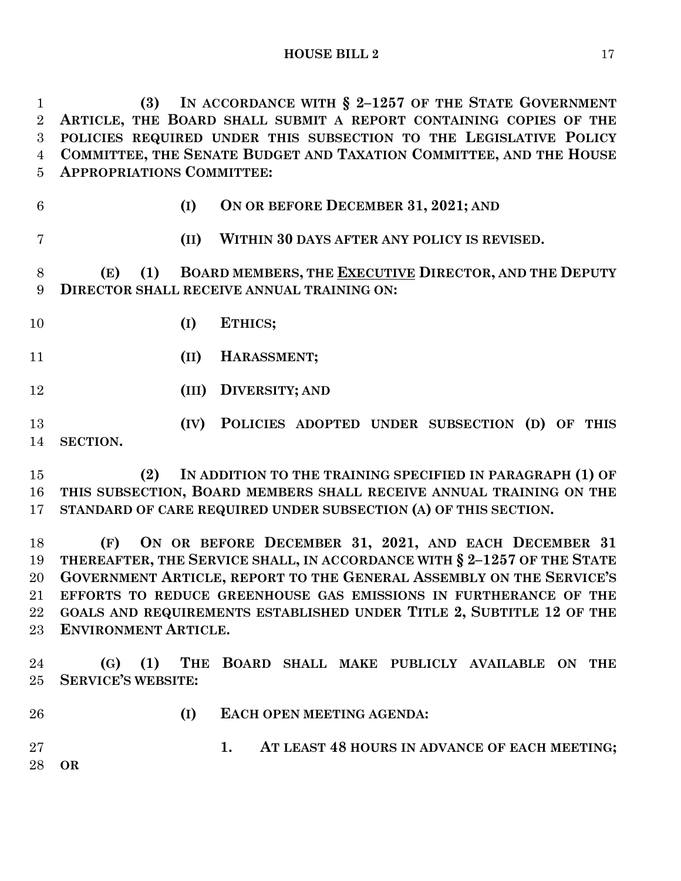**(3) IN ACCORDANCE WITH § 2–1257 OF THE STATE GOVERNMENT ARTICLE, THE BOARD SHALL SUBMIT A REPORT CONTAINING COPIES OF THE POLICIES REQUIRED UNDER THIS SUBSECTION TO THE LEGISLATIVE POLICY COMMITTEE, THE SENATE BUDGET AND TAXATION COMMITTEE, AND THE HOUSE APPROPRIATIONS COMMITTEE:**

**(I) ON OR BEFORE DECEMBER 31, 2021; AND**

**(II) WITHIN 30 DAYS AFTER ANY POLICY IS REVISED.**

**(E) (1) BOARD MEMBERS, THE <u>EXECUTIVE</u> DIRECTOR, AND THE DEPUTY DIRECTOR SHALL RECEIVE ANNUAL TRAINING ON:**

**(I) ETHICS;**

**(II) HARASSMENT;**

**(III) DIVERSITY; AND**

**(IV) POLICIES ADOPTED UNDER SUBSECTION (D) OF THIS SECTION.**

**(2) IN ADDITION TO THE TRAINING SPECIFIED IN PARAGRAPH (1) OF THIS SUBSECTION, BOARD MEMBERS SHALL RECEIVE ANNUAL TRAINING ON THE STANDARD OF CARE REQUIRED UNDER SUBSECTION (A) OF THIS SECTION.**

**(F) ON OR BEFORE DECEMBER 31, 2021, AND EACH DECEMBER 31 THEREAFTER, THE SERVICE SHALL, IN ACCORDANCE WITH § 2–1257 OF THE STATE GOVERNMENT ARTICLE, REPORT TO THE GENERAL ASSEMBLY ON THE SERVICE'S EFFORTS TO REDUCE GREENHOUSE GAS EMISSIONS IN FURTHERANCE OF THE GOALS AND REQUIREMENTS ESTABLISHED UNDER TITLE 2, SUBTITLE 12 OF THE ENVIRONMENT ARTICLE.**

**(G) (1) THE BOARD SHALL MAKE PUBLICLY AVAILABLE ON THE SERVICE'S WEBSITE:**

**(I) EACH OPEN MEETING AGENDA:**

**1. AT LEAST 48 HOURS IN ADVANCE OF EACH MEETING; OR**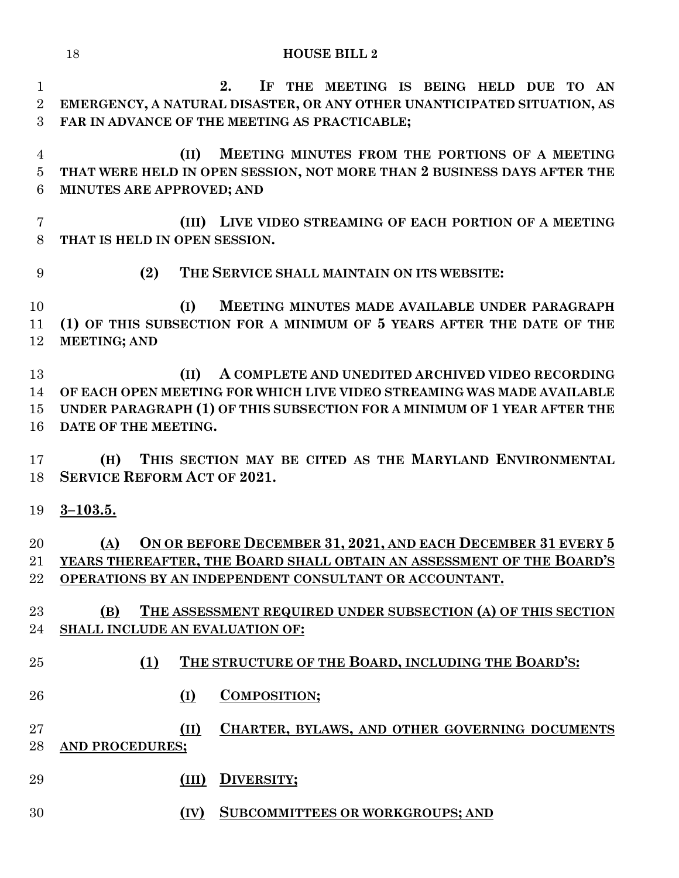2. IF THE MEETING IS BEING HELD DUE TO AN EMERGENCY, A NATURAL DISASTER, OR ANY OTHER UNANTICIPATED SITUATION, AS FAR IN ADVANCE OF THE MEETING AS PRACTICABLE;

(II) MEETING MINUTES FROM THE PORTIONS OF A MEETING THAT WERE HELD IN OPEN SESSION, NOT MORE THAN 2 BUSINESS DAYS AFTER THE MINUTES ARE APPROVED; AND

(III) LIVE VIDEO STREAMING OF EACH PORTION OF A MEETING THAT IS HELD IN OPEN SESSION.

(2) THE SERVICE SHALL MAINTAIN ON ITS WEBSITE:

(I) MEETING MINUTES MADE AVAILABLE UNDER PARAGRAPH (1) OF THIS SUBSECTION FOR A MINIMUM OF 5 YEARS AFTER THE DATE OF THE MEETING; AND

(II) A COMPLETE AND UNEDITED ARCHIVED VIDEO RECORDING OF EACH OPEN MEETING FOR WHICH LIVE VIDEO STREAMING WAS MADE AVAILABLE UNDER PARAGRAPH (1) OF THIS SUBSECTION FOR A MINIMUM OF 1 YEAR AFTER THE DATE OF THE MEETING.

(H) THIS SECTION MAY BE CITED AS THE MARYLAND ENVIRONMENTAL SERVICE REFORM ACT OF 2021.

3–103.5.

(A) ON OR BEFORE DECEMBER 31, 2021, AND EACH DECEMBER 31 EVERY 5 YEARS THEREAFTER, THE BOARD SHALL OBTAIN AN ASSESSMENT OF THE BOARD'S OPERATIONS BY AN INDEPENDENT CONSULTANT OR ACCOUNTANT.

(B) THE ASSESSMENT REQUIRED UNDER SUBSECTION (A) OF THIS SECTION SHALL INCLUDE AN EVALUATION OF:

(1) THE STRUCTURE OF THE BOARD, INCLUDING THE BOARD'S:

(I) COMPOSITION;

(II) CHARTER, BYLAWS, AND OTHER GOVERNING DOCUMENTS AND PROCEDURES;

(III) DIVERSITY;

(IV) SUBCOMMITTEES OR WORKGROUPS; AND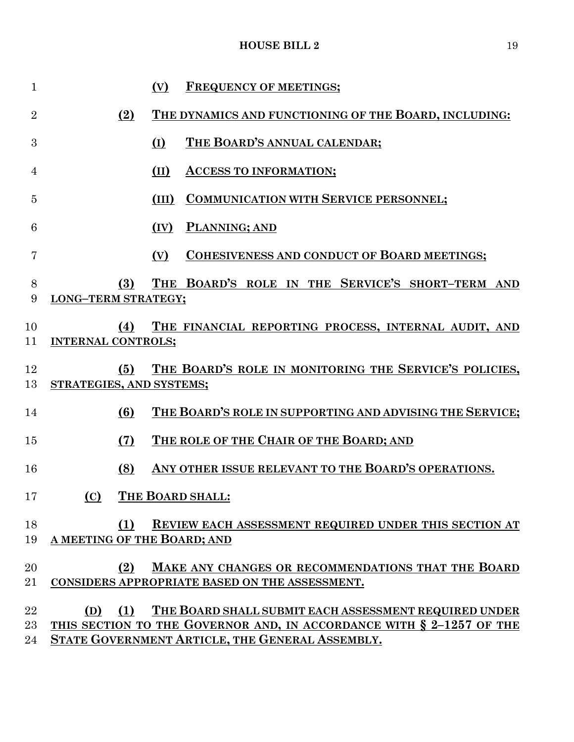(V) FREQUENCY OF MEETINGS;

(2) THE DYNAMICS AND FUNCTIONING OF THE BOARD, INCLUDING:

(I) THE BOARD'S ANNUAL CALENDAR;

(II) ACCESS TO INFORMATION;

(III) COMMUNICATION WITH SERVICE PERSONNEL;

(IV) PLANNING; AND

(V) COHESIVENESS AND CONDUCT OF BOARD MEETINGS;

(3) THE BOARD'S ROLE IN THE SERVICE'S SHORT–TERM AND LONG–TERM STRATEGY;

(4) THE FINANCIAL REPORTING PROCESS, INTERNAL AUDIT, AND INTERNAL CONTROLS;

(5) THE BOARD'S ROLE IN MONITORING THE SERVICE'S POLICIES, STRATEGIES, AND SYSTEMS;

(6) THE BOARD'S ROLE IN SUPPORTING AND ADVISING THE SERVICE;

(7) THE ROLE OF THE CHAIR OF THE BOARD; AND

(8) ANY OTHER ISSUE RELEVANT TO THE BOARD'S OPERATIONS.

(C) THE BOARD SHALL:

(1) REVIEW EACH ASSESSMENT REQUIRED UNDER THIS SECTION AT A MEETING OF THE BOARD; AND

(2) MAKE ANY CHANGES OR RECOMMENDATIONS THAT THE BOARD CONSIDERS APPROPRIATE BASED ON THE ASSESSMENT.

(D) (1) THE BOARD SHALL SUBMIT EACH ASSESSMENT REQUIRED UNDER THIS SECTION TO THE GOVERNOR AND, IN ACCORDANCE WITH § 2–1257 OF THE STATE GOVERNMENT ARTICLE, THE GENERAL ASSEMBLY.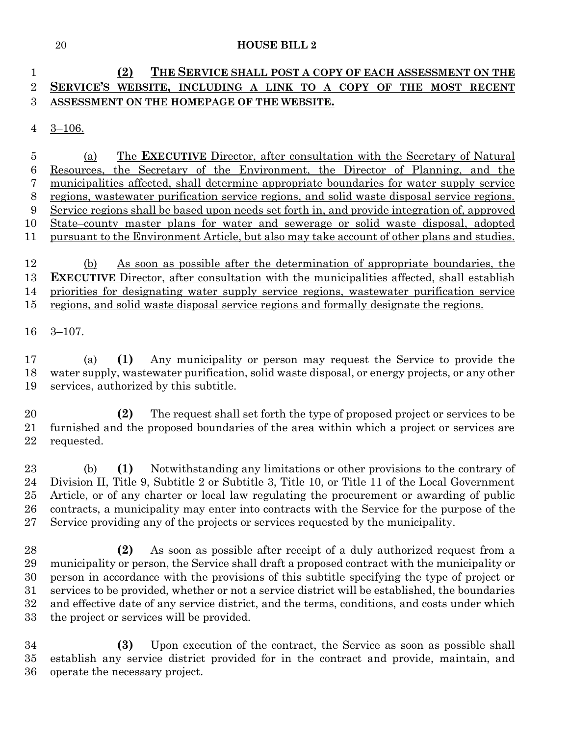**(2) THE SERVICE SHALL POST A COPY OF EACH ASSESSMENT ON THE SERVICE'S WEBSITE, INCLUDING A LINK TO A COPY OF THE MOST RECENT ASSESSMENT ON THE HOMEPAGE OF THE WEBSITE.**

3–106.

(a) The **EXECUTIVE** Director, after consultation with the Secretary of Natural Resources, the Secretary of the Environment, the Director of Planning, and the municipalities affected, shall determine appropriate boundaries for water supply service regions, wastewater purification service regions, and solid waste disposal service regions. Service regions shall be based upon needs set forth in, and provide integration of, approved State–county master plans for water and sewerage or solid waste disposal, adopted pursuant to the Environment Article, but also may take account of other plans and studies.

(b) As soon as possible after the determination of appropriate boundaries, the **EXECUTIVE** Director, after consultation with the municipalities affected, shall establish priorities for designating water supply service regions, wastewater purification service regions, and solid waste disposal service regions and formally designate the regions.

3–107.

(a) **(1)** Any municipality or person may request the Service to provide the water supply, wastewater purification, solid waste disposal, or energy projects, or any other services, authorized by this subtitle.

**(2)** The request shall set forth the type of proposed project or services to be furnished and the proposed boundaries of the area within which a project or services are requested.

(b) **(1)** Notwithstanding any limitations or other provisions to the contrary of Division II, Title 9, Subtitle 2 or Subtitle 3, Title 10, or Title 11 of the Local Government Article, or of any charter or local law regulating the procurement or awarding of public contracts, a municipality may enter into contracts with the Service for the purpose of the Service providing any of the projects or services requested by the municipality.

**(2)** As soon as possible after receipt of a duly authorized request from a municipality or person, the Service shall draft a proposed contract with the municipality or person in accordance with the provisions of this subtitle specifying the type of project or services to be provided, whether or not a service district will be established, the boundaries and effective date of any service district, and the terms, conditions, and costs under which the project or services will be provided.

**(3)** Upon execution of the contract, the Service as soon as possible shall establish any service district provided for in the contract and provide, maintain, and operate the necessary project.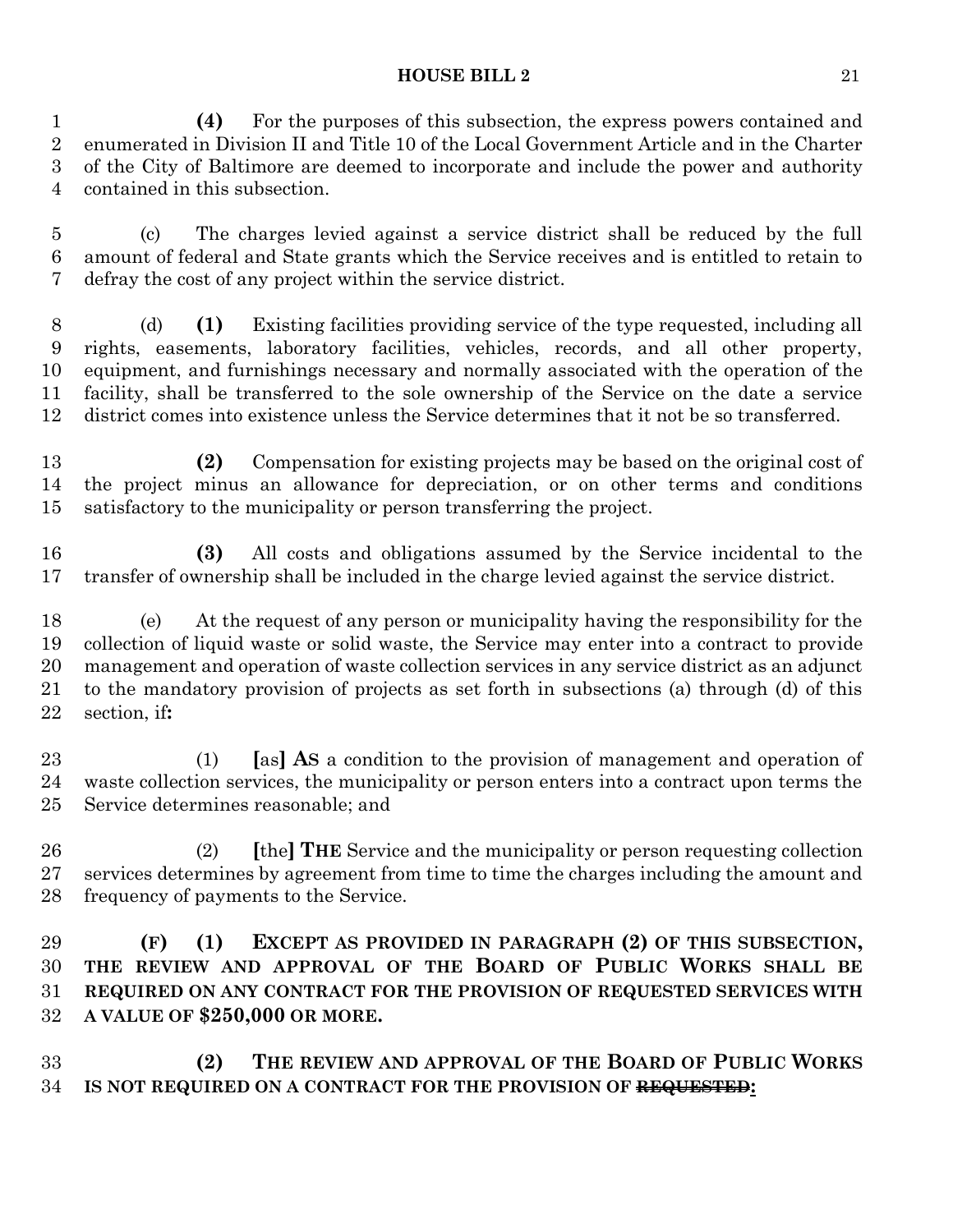**(4)** For the purposes of this subsection, the express powers contained and enumerated in Division II and Title 10 of the Local Government Article and in the Charter of the City of Baltimore are deemed to incorporate and include the power and authority contained in this subsection.

(c) The charges levied against a service district shall be reduced by the full amount of federal and State grants which the Service receives and is entitled to retain to defray the cost of any project within the service district.

(d) **(1)** Existing facilities providing service of the type requested, including all rights, easements, laboratory facilities, vehicles, records, and all other property, equipment, and furnishings necessary and normally associated with the operation of the facility, shall be transferred to the sole ownership of the Service on the date a service district comes into existence unless the Service determines that it not be so transferred.

**(2)** Compensation for existing projects may be based on the original cost of the project minus an allowance for depreciation, or on other terms and conditions satisfactory to the municipality or person transferring the project.

**(3)** All costs and obligations assumed by the Service incidental to the transfer of ownership shall be included in the charge levied against the service district.

(e) At the request of any person or municipality having the responsibility for the collection of liquid waste or solid waste, the Service may enter into a contract to provide management and operation of waste collection services in any service district as an adjunct to the mandatory provision of projects as set forth in subsections (a) through (d) of this section, if**:**

(1) **[**as**] AS** a condition to the provision of management and operation of waste collection services, the municipality or person enters into a contract upon terms the Service determines reasonable; and

(2) **[**the**] THE** Service and the municipality or person requesting collection services determines by agreement from time to time the charges including the amount and frequency of payments to the Service.

**(F) (1) EXCEPT AS PROVIDED IN PARAGRAPH (2) OF THIS SUBSECTION, THE REVIEW AND APPROVAL OF THE BOARD OF PUBLIC WORKS SHALL BE REQUIRED ON ANY CONTRACT FOR THE PROVISION OF REQUESTED SERVICES WITH A VALUE OF $250,000 OR MORE.**

**(2) THE REVIEW AND APPROVAL OF THE BOARD OF PUBLIC WORKS IS NOT REQUIRED ON A CONTRACT FOR THE PROVISION OF ~~REQUESTED~~:**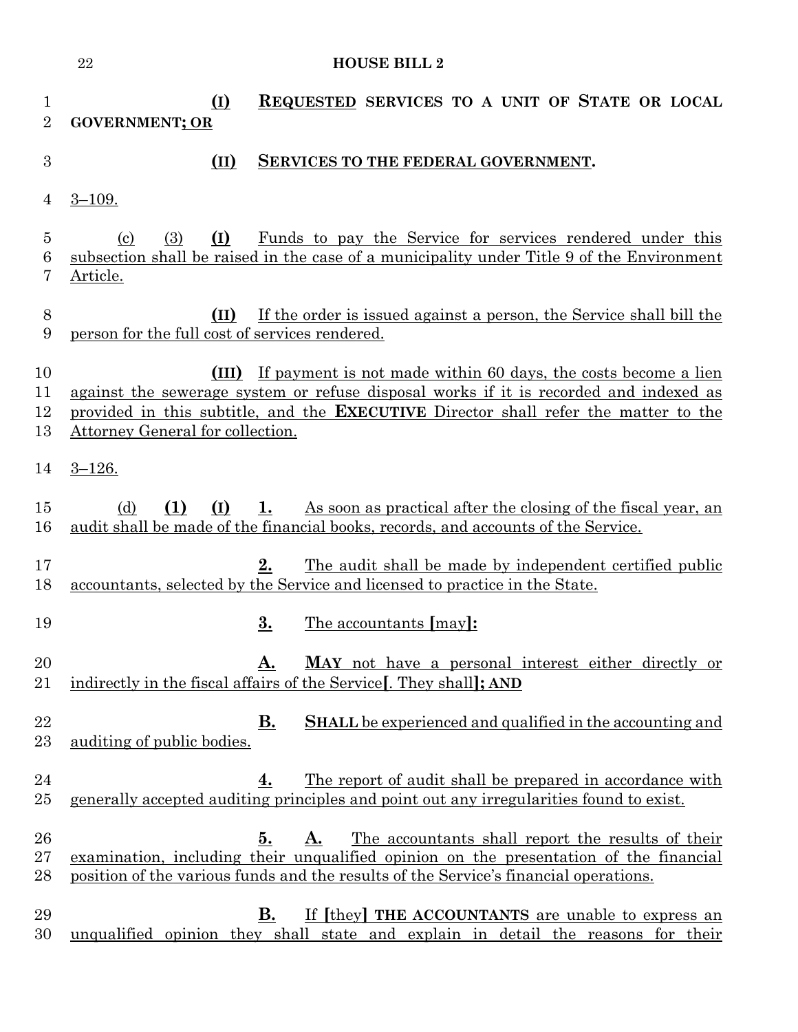**(I)** REQUESTED SERVICES TO A UNIT OF STATE OR LOCAL GOVERNMENT; OR

**(II)** SERVICES TO THE FEDERAL GOVERNMENT.

3–109.

(c) (3) **(I)** Funds to pay the Service for services rendered under this subsection shall be raised in the case of a municipality under Title 9 of the Environment Article.

**(II)** If the order is issued against a person, the Service shall bill the person for the full cost of services rendered.

**(III)** If payment is not made within 60 days, the costs become a lien against the sewerage system or refuse disposal works if it is recorded and indexed as provided in this subtitle, and the **EXECUTIVE** Director shall refer the matter to the Attorney General for collection.

3–126.

(d) **(1)** **(I)** **1.** As soon as practical after the closing of the fiscal year, an audit shall be made of the financial books, records, and accounts of the Service.

**2.** The audit shall be made by independent certified public accountants, selected by the Service and licensed to practice in the State.

**3.** The accountants **[**may**]:**

**A.** **MAY** not have a personal interest either directly or indirectly in the fiscal affairs of the Service**[**. They shall**]; AND**

**B.** **SHALL** be experienced and qualified in the accounting and auditing of public bodies.

**4.** The report of audit shall be prepared in accordance with generally accepted auditing principles and point out any irregularities found to exist.

**5.** **A.** The accountants shall report the results of their examination, including their unqualified opinion on the presentation of the financial position of the various funds and the results of the Service's financial operations.

**B.** If **[**they**]** **THE ACCOUNTANTS** are unable to express an unqualified opinion they shall state and explain in detail the reasons for their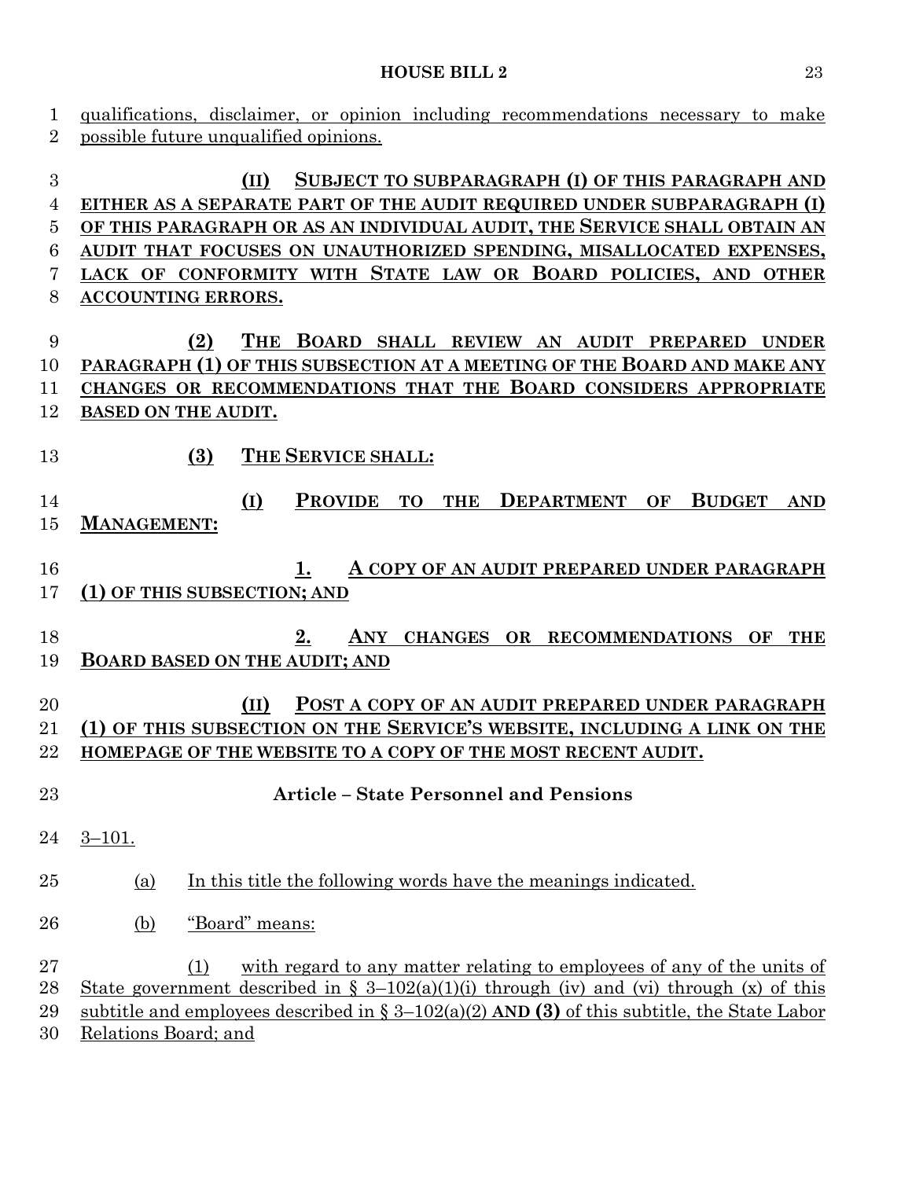qualifications, disclaimer, or opinion including recommendations necessary to make possible future unqualified opinions.

**(II) SUBJECT TO SUBPARAGRAPH (I) OF THIS PARAGRAPH AND EITHER AS A SEPARATE PART OF THE AUDIT REQUIRED UNDER SUBPARAGRAPH (I) OF THIS PARAGRAPH OR AS AN INDIVIDUAL AUDIT, THE SERVICE SHALL OBTAIN AN AUDIT THAT FOCUSES ON UNAUTHORIZED SPENDING, MISALLOCATED EXPENSES, LACK OF CONFORMITY WITH STATE LAW OR BOARD POLICIES, AND OTHER ACCOUNTING ERRORS.**

**(2) THE BOARD SHALL REVIEW AN AUDIT PREPARED UNDER PARAGRAPH (1) OF THIS SUBSECTION AT A MEETING OF THE BOARD AND MAKE ANY CHANGES OR RECOMMENDATIONS THAT THE BOARD CONSIDERS APPROPRIATE BASED ON THE AUDIT.**

**(3) THE SERVICE SHALL:**

**(I) PROVIDE TO THE DEPARTMENT OF BUDGET AND MANAGEMENT:**

**1. A COPY OF AN AUDIT PREPARED UNDER PARAGRAPH (1) OF THIS SUBSECTION; AND**

**2. ANY CHANGES OR RECOMMENDATIONS OF THE BOARD BASED ON THE AUDIT; AND**

**(II) POST A COPY OF AN AUDIT PREPARED UNDER PARAGRAPH (1) OF THIS SUBSECTION ON THE SERVICE'S WEBSITE, INCLUDING A LINK ON THE HOMEPAGE OF THE WEBSITE TO A COPY OF THE MOST RECENT AUDIT.**

## Article – State Personnel and Pensions

3–101.

(a) In this title the following words have the meanings indicated.

(b) "Board" means:

(1) with regard to any matter relating to employees of any of the units of State government described in § 3–102(a)(1)(i) through (iv) and (vi) through (x) of this subtitle and employees described in § 3–102(a)(2) **AND (3)** of this subtitle, the State Labor Relations Board; and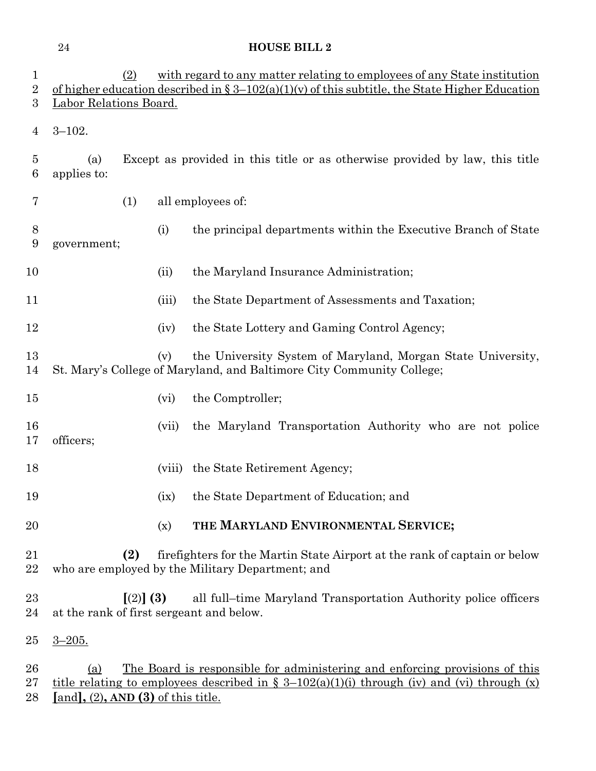(2) with regard to any matter relating to employees of any State institution of higher education described in § 3–102(a)(1)(v) of this subtitle, the State Higher Education Labor Relations Board.

3–102.

(a) Except as provided in this title or as otherwise provided by law, this title applies to:

(1) all employees of:

(i) the principal departments within the Executive Branch of State government;

(ii) the Maryland Insurance Administration;

(iii) the State Department of Assessments and Taxation;

(iv) the State Lottery and Gaming Control Agency;

(v) the University System of Maryland, Morgan State University, St. Mary's College of Maryland, and Baltimore City Community College;

(vi) the Comptroller;

(vii) the Maryland Transportation Authority who are not police officers;

(viii) the State Retirement Agency;

(ix) the State Department of Education; and

(x) **THE MARYLAND ENVIRONMENTAL SERVICE;**

**(2)** firefighters for the Martin State Airport at the rank of captain or below who are employed by the Military Department; and

**[**(2)**] (3)** all full–time Maryland Transportation Authority police officers at the rank of first sergeant and below.

3–205.

(a) The Board is responsible for administering and enforcing provisions of this title relating to employees described in § 3–102(a)(1)(i) through (iv) and (vi) through (x) **[**and**],** (2)**, AND (3)** of this title.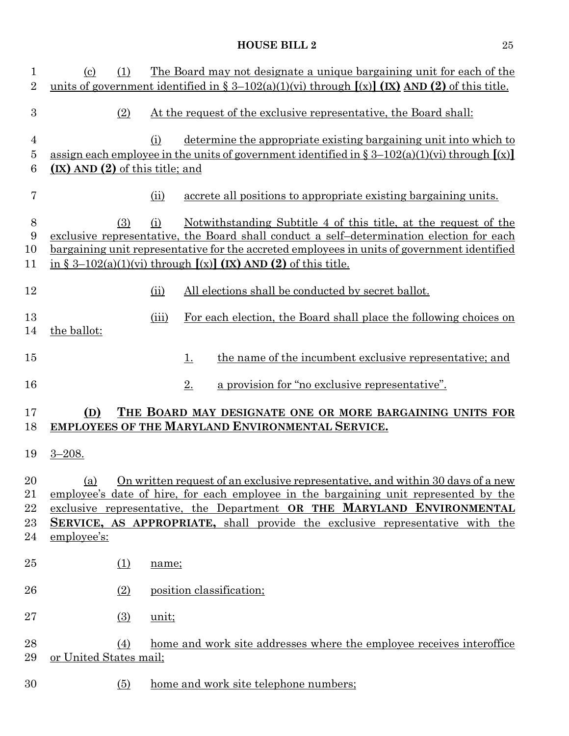(c) (1) The Board may not designate a unique bargaining unit for each of the units of government identified in § 3–102(a)(1)(vi) through [(x)] **(IX) AND (2)** of this title.

(2) At the request of the exclusive representative, the Board shall:

(i) determine the appropriate existing bargaining unit into which to assign each employee in the units of government identified in § 3–102(a)(1)(vi) through [(x)] **(IX) AND (2)** of this title; and

(ii) accrete all positions to appropriate existing bargaining units.

(3) (i) Notwithstanding Subtitle 4 of this title, at the request of the exclusive representative, the Board shall conduct a self–determination election for each bargaining unit representative for the accreted employees in units of government identified in § 3–102(a)(1)(vi) through [(x)] **(IX) AND (2)** of this title.

(ii) All elections shall be conducted by secret ballot.

(iii) For each election, the Board shall place the following choices on the ballot:

1. the name of the incumbent exclusive representative; and

2. a provision for "no exclusive representative".

**(D) THE BOARD MAY DESIGNATE ONE OR MORE BARGAINING UNITS FOR EMPLOYEES OF THE MARYLAND ENVIRONMENTAL SERVICE.**

3–208.

(a) On written request of an exclusive representative, and within 30 days of a new employee's date of hire, for each employee in the bargaining unit represented by the exclusive representative, the Department **OR THE MARYLAND ENVIRONMENTAL SERVICE, AS APPROPRIATE,** shall provide the exclusive representative with the employee's:

(1) name;

(2) position classification;

(3) unit;

(4) home and work site addresses where the employee receives interoffice or United States mail;

(5) home and work site telephone numbers;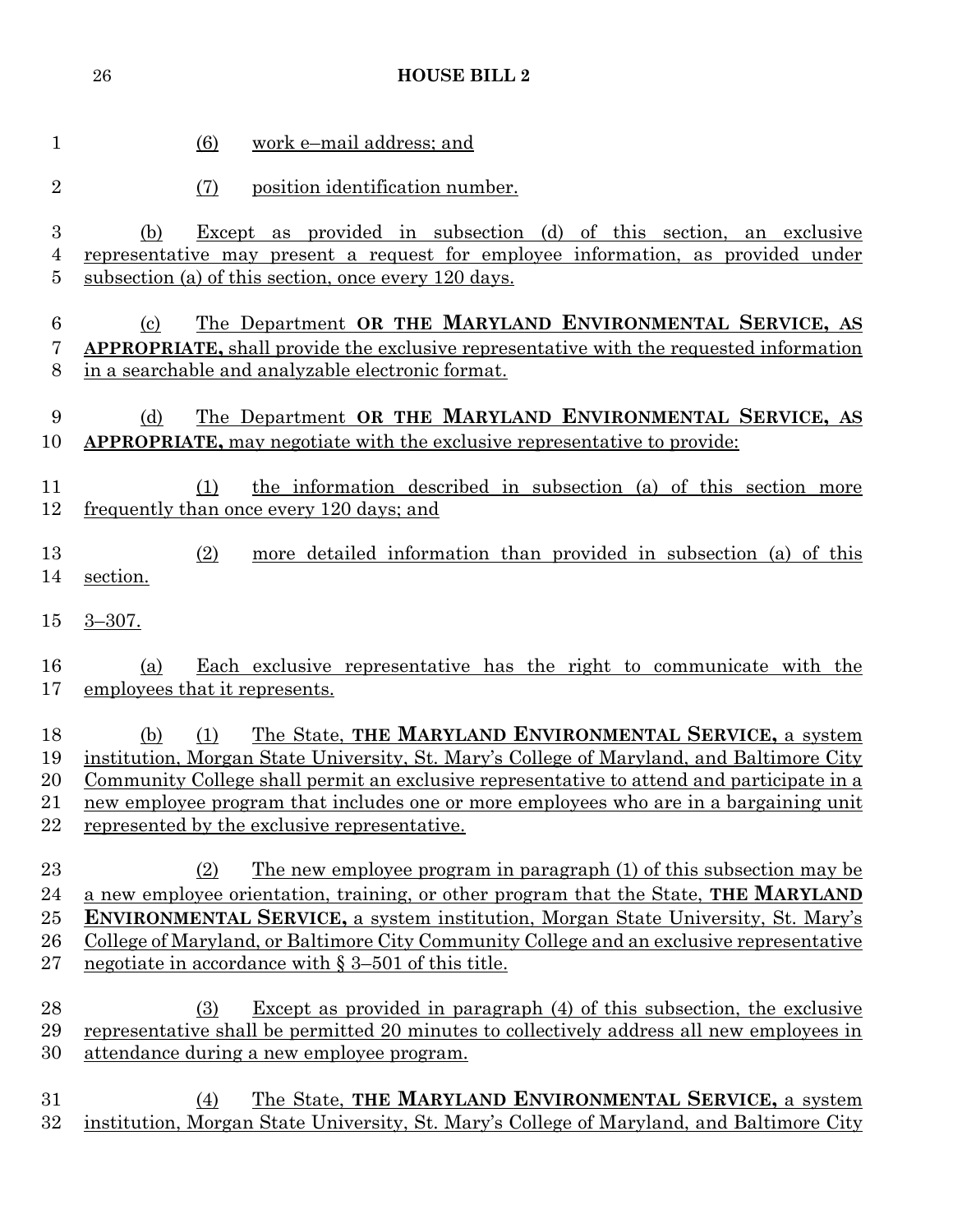(6) work e–mail address; and

(7) position identification number.

(b) Except as provided in subsection (d) of this section, an exclusive representative may present a request for employee information, as provided under subsection (a) of this section, once every 120 days.

(c) The Department **OR THE MARYLAND ENVIRONMENTAL SERVICE, AS APPROPRIATE,** shall provide the exclusive representative with the requested information in a searchable and analyzable electronic format.

(d) The Department **OR THE MARYLAND ENVIRONMENTAL SERVICE, AS APPROPRIATE,** may negotiate with the exclusive representative to provide:

(1) the information described in subsection (a) of this section more frequently than once every 120 days; and

(2) more detailed information than provided in subsection (a) of this section.

3–307.

(a) Each exclusive representative has the right to communicate with the employees that it represents.

(b) (1) The State, **THE MARYLAND ENVIRONMENTAL SERVICE,** a system institution, Morgan State University, St. Mary's College of Maryland, and Baltimore City Community College shall permit an exclusive representative to attend and participate in a new employee program that includes one or more employees who are in a bargaining unit represented by the exclusive representative.

(2) The new employee program in paragraph (1) of this subsection may be a new employee orientation, training, or other program that the State, **THE MARYLAND ENVIRONMENTAL SERVICE,** a system institution, Morgan State University, St. Mary's College of Maryland, or Baltimore City Community College and an exclusive representative negotiate in accordance with § 3–501 of this title.

(3) Except as provided in paragraph (4) of this subsection, the exclusive representative shall be permitted 20 minutes to collectively address all new employees in attendance during a new employee program.

(4) The State, **THE MARYLAND ENVIRONMENTAL SERVICE,** a system institution, Morgan State University, St. Mary's College of Maryland, and Baltimore City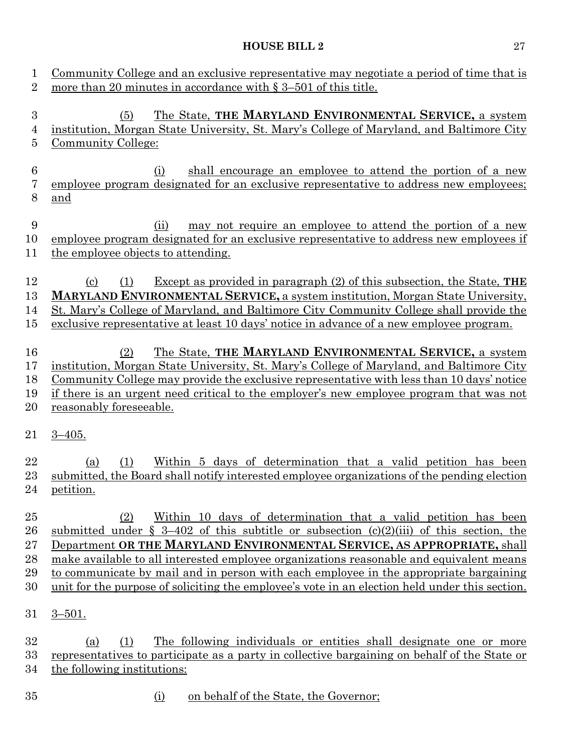Community College and an exclusive representative may negotiate a period of time that is more than 20 minutes in accordance with § 3–501 of this title.

(5) The State, **THE MARYLAND ENVIRONMENTAL SERVICE,** a system institution, Morgan State University, St. Mary's College of Maryland, and Baltimore City Community College:

(i) shall encourage an employee to attend the portion of a new employee program designated for an exclusive representative to address new employees; and

(ii) may not require an employee to attend the portion of a new employee program designated for an exclusive representative to address new employees if the employee objects to attending.

(c) (1) Except as provided in paragraph (2) of this subsection, the State, **THE MARYLAND ENVIRONMENTAL SERVICE,** a system institution, Morgan State University, St. Mary's College of Maryland, and Baltimore City Community College shall provide the exclusive representative at least 10 days' notice in advance of a new employee program.

(2) The State, **THE MARYLAND ENVIRONMENTAL SERVICE,** a system institution, Morgan State University, St. Mary's College of Maryland, and Baltimore City Community College may provide the exclusive representative with less than 10 days' notice if there is an urgent need critical to the employer's new employee program that was not reasonably foreseeable.

3–405.

(a) (1) Within 5 days of determination that a valid petition has been submitted, the Board shall notify interested employee organizations of the pending election petition.

(2) Within 10 days of determination that a valid petition has been submitted under § 3–402 of this subtitle or subsection (c)(2)(iii) of this section, the Department **OR THE MARYLAND ENVIRONMENTAL SERVICE, AS APPROPRIATE,** shall make available to all interested employee organizations reasonable and equivalent means to communicate by mail and in person with each employee in the appropriate bargaining unit for the purpose of soliciting the employee's vote in an election held under this section.

3–501.

(a) (1) The following individuals or entities shall designate one or more representatives to participate as a party in collective bargaining on behalf of the State or the following institutions:

(i) on behalf of the State, the Governor;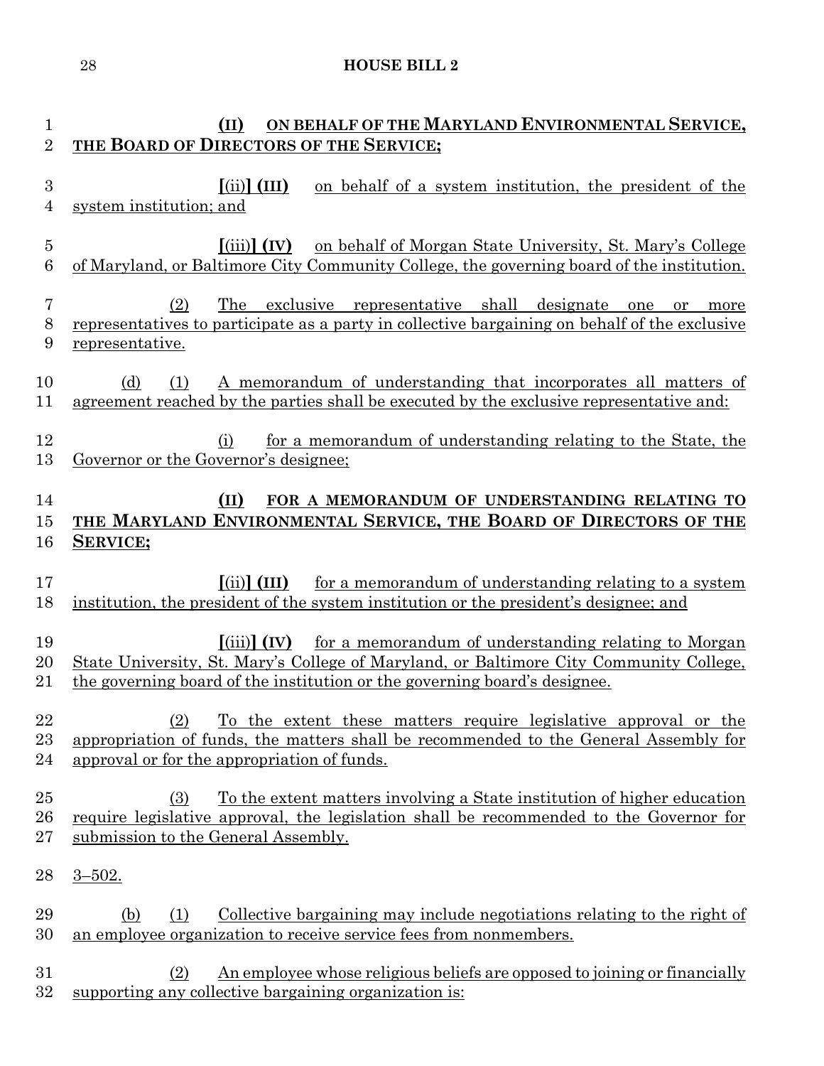**(II) ON BEHALF OF THE MARYLAND ENVIRONMENTAL SERVICE, THE BOARD OF DIRECTORS OF THE SERVICE;**

[(ii)] **(III)** on behalf of a system institution, the president of the system institution; and

[(iii)] **(IV)** on behalf of Morgan State University, St. Mary's College of Maryland, or Baltimore City Community College, the governing board of the institution.

(2) The exclusive representative shall designate one or more representatives to participate as a party in collective bargaining on behalf of the exclusive representative.

(d) (1) A memorandum of understanding that incorporates all matters of agreement reached by the parties shall be executed by the exclusive representative and:

(i) for a memorandum of understanding relating to the State, the Governor or the Governor's designee;

**(II) FOR A MEMORANDUM OF UNDERSTANDING RELATING TO THE MARYLAND ENVIRONMENTAL SERVICE, THE BOARD OF DIRECTORS OF THE SERVICE;**

[(ii)] **(III)** for a memorandum of understanding relating to a system institution, the president of the system institution or the president's designee; and

[(iii)] **(IV)** for a memorandum of understanding relating to Morgan State University, St. Mary's College of Maryland, or Baltimore City Community College, the governing board of the institution or the governing board's designee.

(2) To the extent these matters require legislative approval or the appropriation of funds, the matters shall be recommended to the General Assembly for approval or for the appropriation of funds.

(3) To the extent matters involving a State institution of higher education require legislative approval, the legislation shall be recommended to the Governor for submission to the General Assembly.

3–502.

(b) (1) Collective bargaining may include negotiations relating to the right of an employee organization to receive service fees from nonmembers.

(2) An employee whose religious beliefs are opposed to joining or financially supporting any collective bargaining organization is: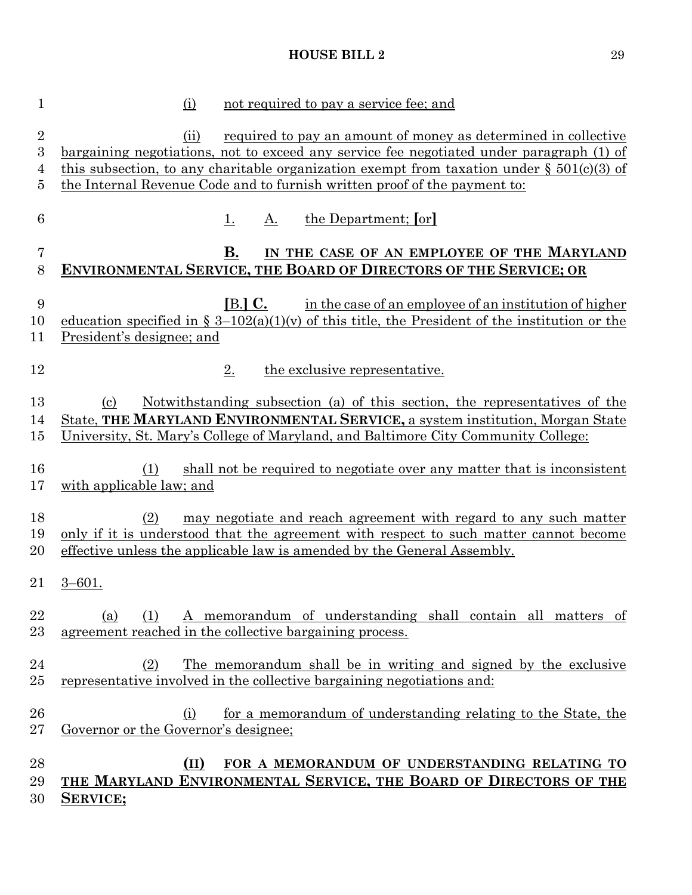(i) not required to pay a service fee; and

(ii) required to pay an amount of money as determined in collective bargaining negotiations, not to exceed any service fee negotiated under paragraph (1) of this subsection, to any charitable organization exempt from taxation under § 501(c)(3) of the Internal Revenue Code and to furnish written proof of the payment to:

1. A. the Department; **[**or**]**

**B. IN THE CASE OF AN EMPLOYEE OF THE MARYLAND ENVIRONMENTAL SERVICE, THE BOARD OF DIRECTORS OF THE SERVICE; OR**

**[**B.**] C.** in the case of an employee of an institution of higher education specified in § 3–102(a)(1)(v) of this title, the President of the institution or the President's designee; and

2. the exclusive representative.

(c) Notwithstanding subsection (a) of this section, the representatives of the State, **THE MARYLAND ENVIRONMENTAL SERVICE,** a system institution, Morgan State University, St. Mary's College of Maryland, and Baltimore City Community College:

(1) shall not be required to negotiate over any matter that is inconsistent with applicable law; and

(2) may negotiate and reach agreement with regard to any such matter only if it is understood that the agreement with respect to such matter cannot become effective unless the applicable law is amended by the General Assembly.

3–601.

(a) (1) A memorandum of understanding shall contain all matters of agreement reached in the collective bargaining process.

(2) The memorandum shall be in writing and signed by the exclusive representative involved in the collective bargaining negotiations and:

(i) for a memorandum of understanding relating to the State, the Governor or the Governor's designee;

**(II) FOR A MEMORANDUM OF UNDERSTANDING RELATING TO THE MARYLAND ENVIRONMENTAL SERVICE, THE BOARD OF DIRECTORS OF THE SERVICE;**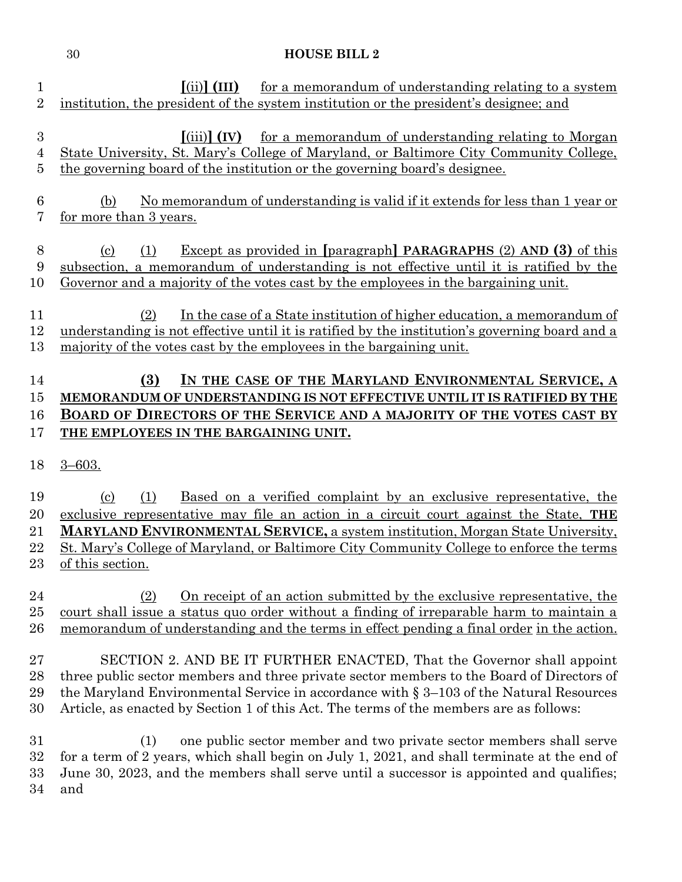**[**(ii)**] (III)** for a memorandum of understanding relating to a system institution, the president of the system institution or the president's designee; and

**[**(iii)**] (IV)** for a memorandum of understanding relating to Morgan State University, St. Mary's College of Maryland, or Baltimore City Community College, the governing board of the institution or the governing board's designee.

(b) No memorandum of understanding is valid if it extends for less than 1 year or for more than 3 years.

(c) (1) Except as provided in **[**paragraph**] PARAGRAPHS** (2) **AND (3)** of this subsection, a memorandum of understanding is not effective until it is ratified by the Governor and a majority of the votes cast by the employees in the bargaining unit.

(2) In the case of a State institution of higher education, a memorandum of understanding is not effective until it is ratified by the institution's governing board and a majority of the votes cast by the employees in the bargaining unit.

**(3) IN THE CASE OF THE MARYLAND ENVIRONMENTAL SERVICE, A MEMORANDUM OF UNDERSTANDING IS NOT EFFECTIVE UNTIL IT IS RATIFIED BY THE BOARD OF DIRECTORS OF THE SERVICE AND A MAJORITY OF THE VOTES CAST BY THE EMPLOYEES IN THE BARGAINING UNIT.**

3–603.

(c) (1) Based on a verified complaint by an exclusive representative, the exclusive representative may file an action in a circuit court against the State, **THE MARYLAND ENVIRONMENTAL SERVICE,** a system institution, Morgan State University, St. Mary's College of Maryland, or Baltimore City Community College to enforce the terms of this section.

(2) On receipt of an action submitted by the exclusive representative, the court shall issue a status quo order without a finding of irreparable harm to maintain a memorandum of understanding and the terms in effect pending a final order in the action.

SECTION 2. AND BE IT FURTHER ENACTED, That the Governor shall appoint three public sector members and three private sector members to the Board of Directors of the Maryland Environmental Service in accordance with § 3–103 of the Natural Resources Article, as enacted by Section 1 of this Act. The terms of the members are as follows:

(1) one public sector member and two private sector members shall serve for a term of 2 years, which shall begin on July 1, 2021, and shall terminate at the end of June 30, 2023, and the members shall serve until a successor is appointed and qualifies; and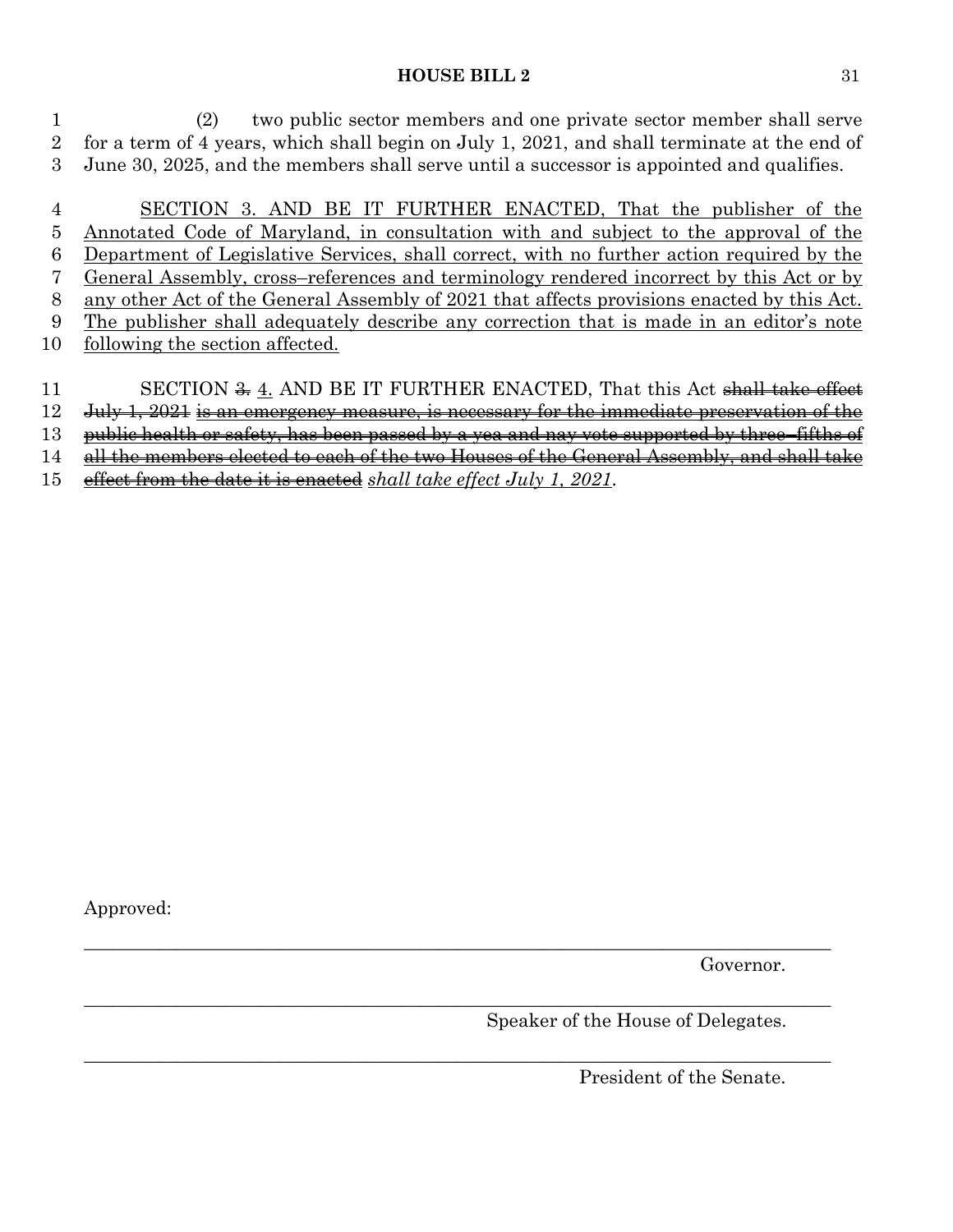(2) two public sector members and one private sector member shall serve for a term of 4 years, which shall begin on July 1, 2021, and shall terminate at the end of June 30, 2025, and the members shall serve until a successor is appointed and qualifies.

<u>SECTION 3. AND BE IT FURTHER ENACTED, That the publisher of the Annotated Code of Maryland, in consultation with and subject to the approval of the Department of Legislative Services, shall correct, with no further action required by the General Assembly, cross–references and terminology rendered incorrect by this Act or by any other Act of the General Assembly of 2021 that affects provisions enacted by this Act. The publisher shall adequately describe any correction that is made in an editor's note following the section affected.</u>

SECTION ~~3.~~ <u>4.</u> AND BE IT FURTHER ENACTED, That this Act ~~shall take effect July 1, 2021~~ ~~is an emergency measure, is necessary for the immediate preservation of the public health or safety, has been passed by a yea and nay vote supported by three–fifths of all the members elected to each of the two Houses of the General Assembly, and shall take effect from the date it is enacted~~ *<u>shall take effect July 1, 2021</u>*.

Approved:

\_\_\_\_\_\_\_\_\_\_\_\_\_\_\_\_\_\_\_\_\_\_\_\_\_\_\_\_\_\_\_\_\_\_\_\_\_\_\_\_\_\_\_\_\_\_\_\_\_\_\_\_\_\_\_\_\_\_\_\_\_\_\_\_\_\_\_\_\_\_\_\_\_\_\_\_\_\_\_\_\_

Governor.

\_\_\_\_\_\_\_\_\_\_\_\_\_\_\_\_\_\_\_\_\_\_\_\_\_\_\_\_\_\_\_\_\_\_\_\_\_\_\_\_\_\_\_\_\_\_\_\_\_\_\_\_\_\_\_\_\_\_\_\_\_\_\_\_\_\_\_\_\_\_\_\_\_\_\_\_\_\_\_\_\_

Speaker of the House of Delegates.

\_\_\_\_\_\_\_\_\_\_\_\_\_\_\_\_\_\_\_\_\_\_\_\_\_\_\_\_\_\_\_\_\_\_\_\_\_\_\_\_\_\_\_\_\_\_\_\_\_\_\_\_\_\_\_\_\_\_\_\_\_\_\_\_\_\_\_\_\_\_\_\_\_\_\_\_\_\_\_\_\_

President of the Senate.